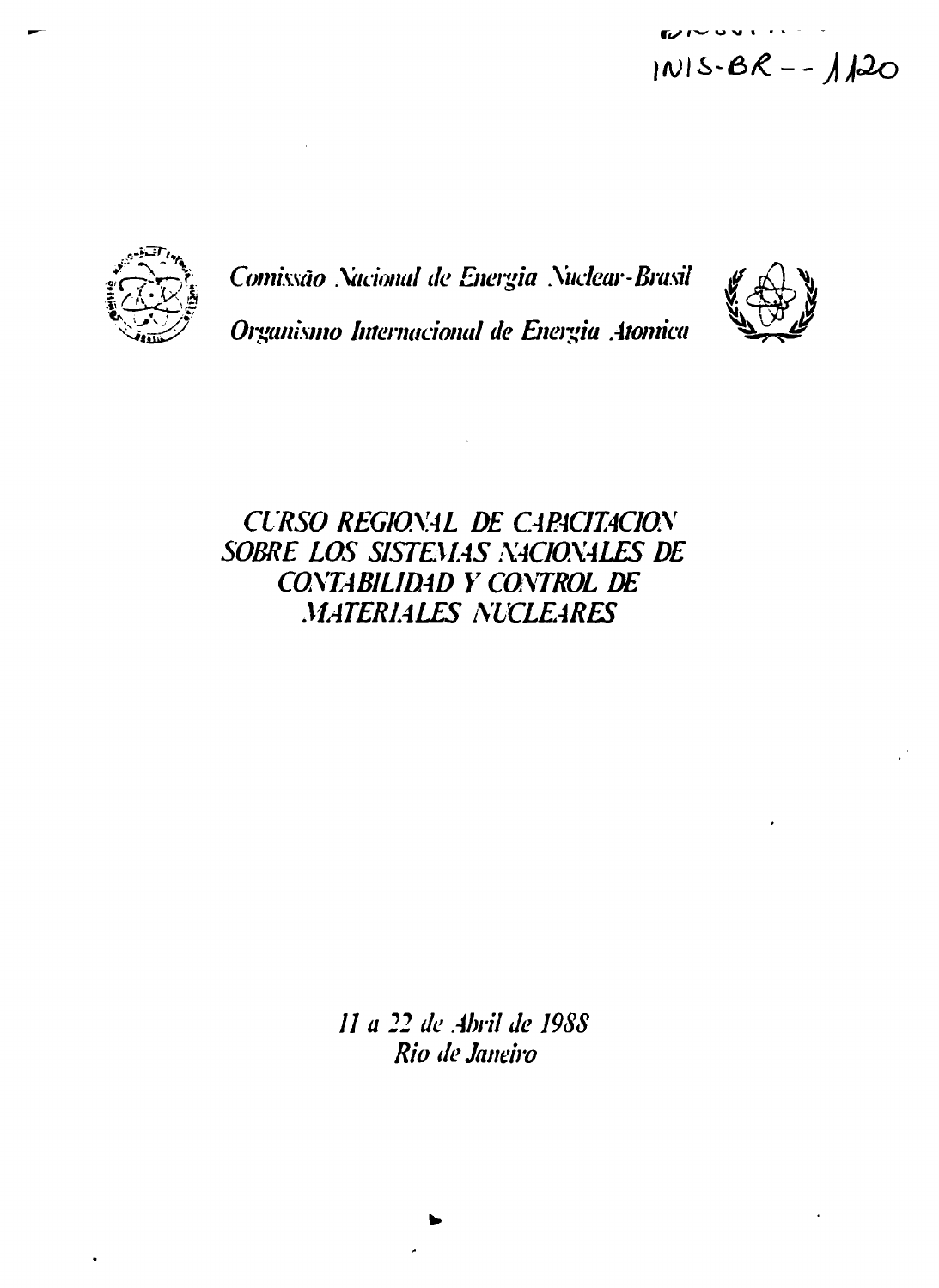INIS-BR--1120

*Comissão Nacional de Energia Nuclear-Brasil*

*Organismo Internacional de Energia Atomica*

# *CURSO REGIONAL DE CAPACITACION SOBRE LOS SISTEMAS NACIONALES DE CONTABILIDAD Y CONTROL DE MATERIALES NUCLEARES*

*11 a 22 de Abril de 1988*
*Rio de Janeiro*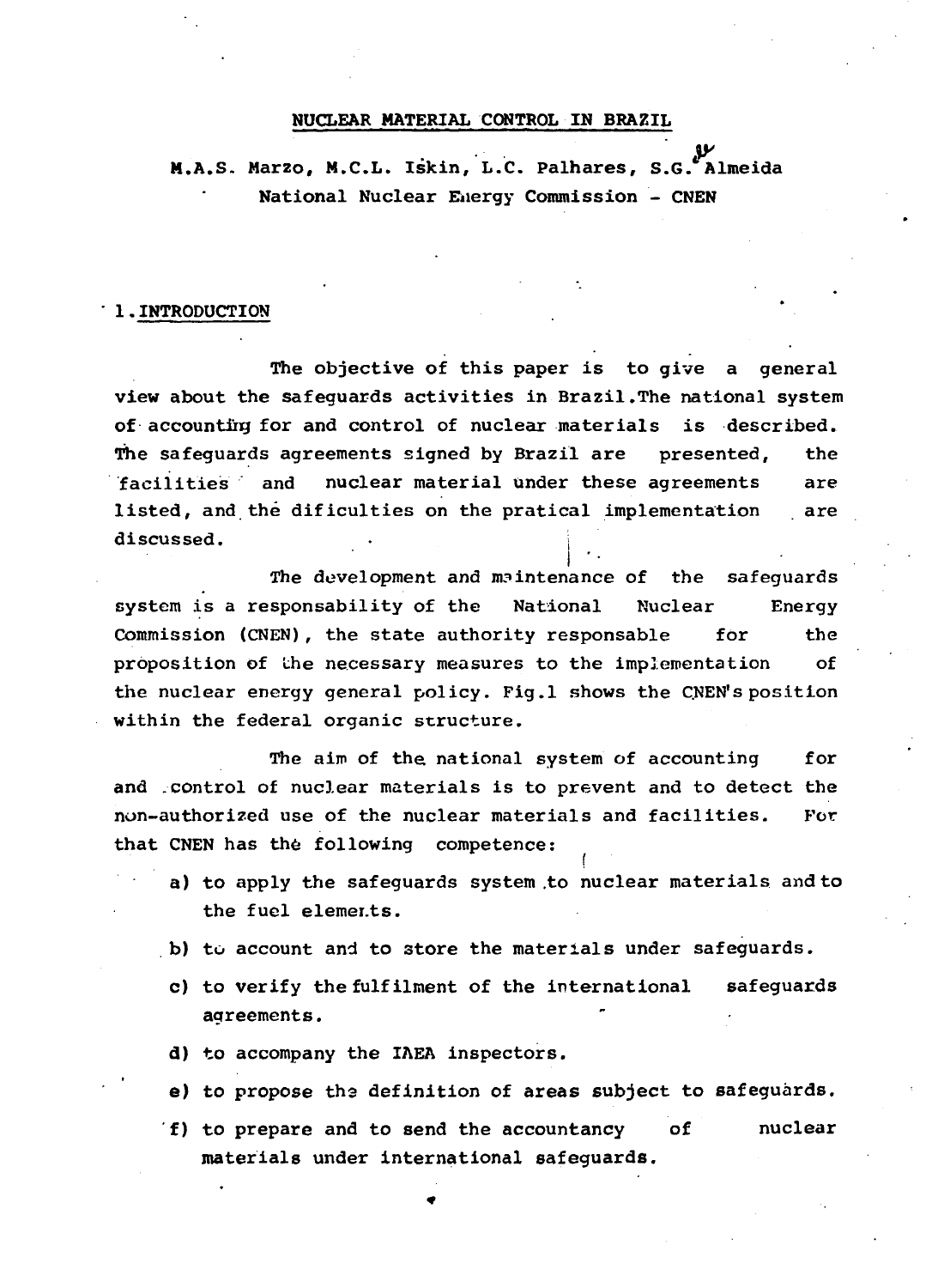# NUCLEAR MATERIAL CONTROL IN BRAZIL

M.A.S. Marzo, M.C.L. Iskin, L.C. Palhares, S.G. Almeida
National Nuclear Energy Commission - CNEN

## 1. INTRODUCTION

The objective of this paper is to give a general view about the safeguards activities in Brazil. The national system of accounting for and control of nuclear materials is described. The safeguards agreements signed by Brazil are presented, the facilities and nuclear material under these agreements are listed, and the dificulties on the pratical implementation are discussed.

The development and maintenance of the safeguards system is a responsability of the National Nuclear Energy Commission (CNEN), the state authority responsable for the proposition of the necessary measures to the implementation of the nuclear energy general policy. Fig.1 shows the CNEN's position within the federal organic structure.

The aim of the national system of accounting for and control of nuclear materials is to prevent and to detect the non-authorized use of the nuclear materials and facilities. For that CNEN has the following competence:

a) to apply the safeguards system to nuclear materials and to the fuel elements.

b) to account and to store the materials under safeguards.

c) to verify the fulfilment of the international safeguards agreements.

d) to accompany the IAEA inspectors.

e) to propose the definition of areas subject to safeguards.

f) to prepare and to send the accountancy of nuclear materials under international safeguards.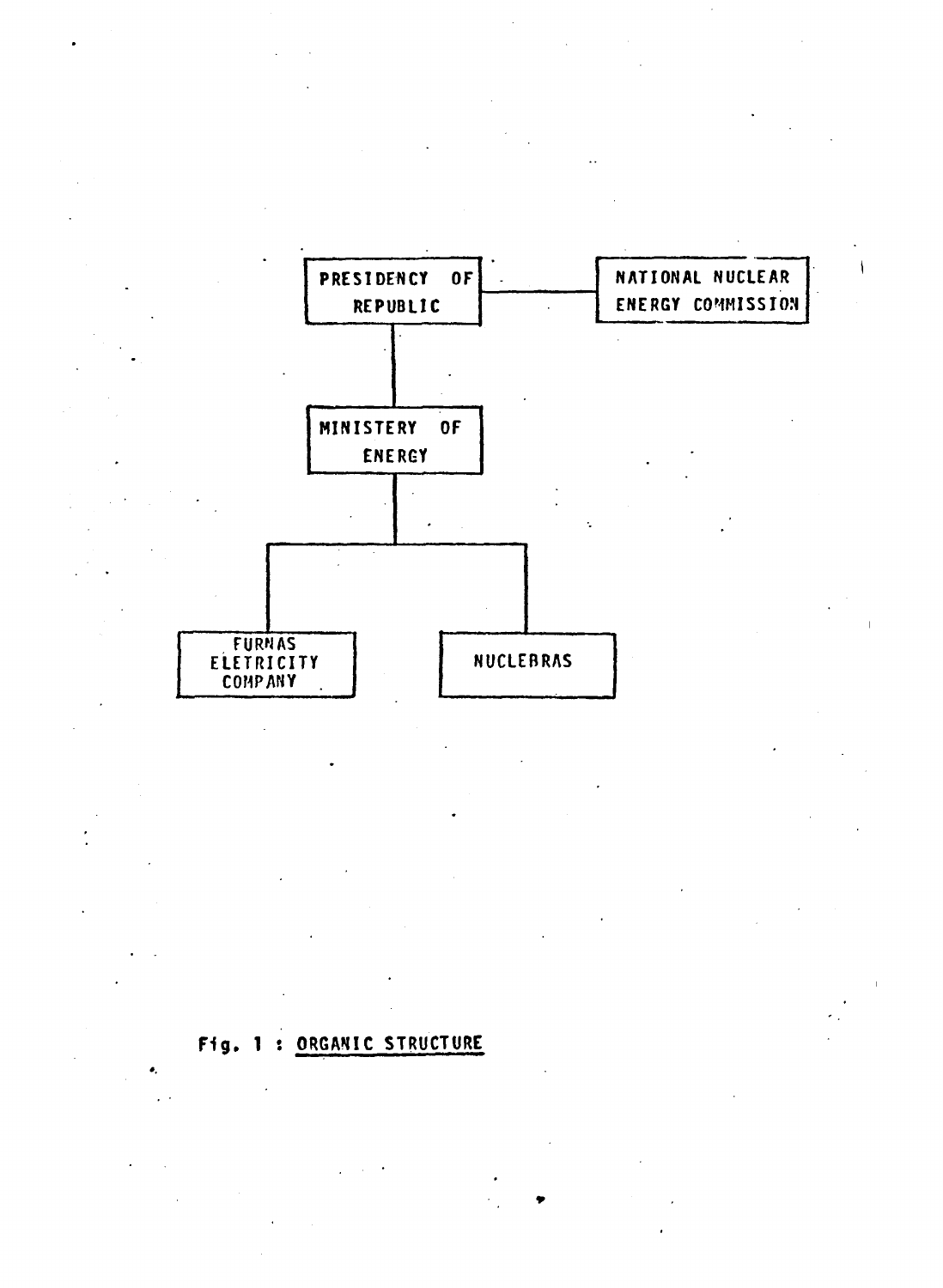PRESIDENCY OF REPUBLIC — NATIONAL NUCLEAR ENERGY COMMISSION

MINISTERY OF ENERGY

FURNAS ELETRICITY COMPANY

NUCLEBRAS

Fig. 1 : ORGANIC STRUCTURE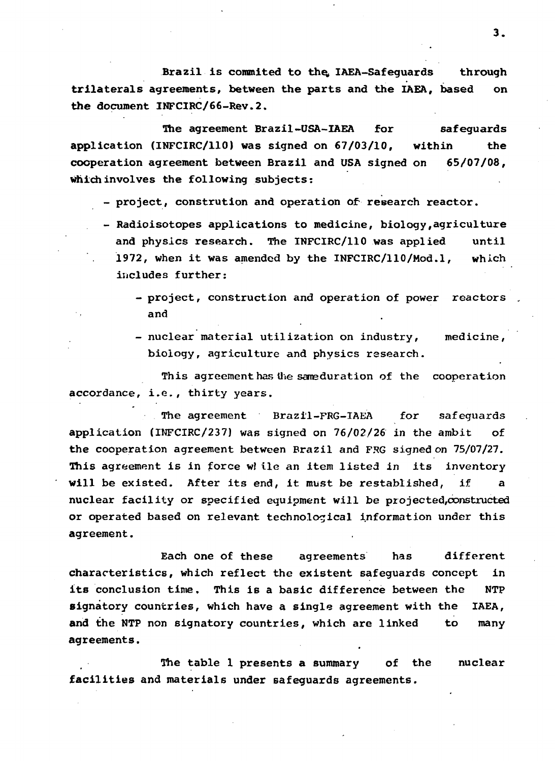Brazil is commited to the IAEA-Safeguards through trilaterals agreements, between the parts and the IAEA, based on the document INFCIRC/66-Rev.2.

The agreement Brazil-USA-IAEA for safeguards application (INFCIRC/110) was signed on 67/03/10, within the cooperation agreement between Brazil and USA signed on 65/07/08, which involves the following subjects:

- project, constrution and operation of research reactor.
- Radioisotopes applications to medicine, biology, agriculture and physics research. The INFCIRC/110 was applied until 1972, when it was amended by the INFCIRC/110/Mod.1, which includes further:
  - project, construction and operation of power reactors and
  - nuclear material utilization on industry, medicine, biology, agriculture and physics research.

This agreement has the same duration of the cooperation accordance, i.e., thirty years.

The agreement Brazil-FRG-IAEA for safeguards application (INFCIRC/237) was signed on 76/02/26 in the ambit of the cooperation agreement between Brazil and FRG signed on 75/07/27. This agreement is in force while an item listed in its inventory will be existed. After its end, it must be restablished, if a nuclear facility or specified equipment will be projected, constructed or operated based on relevant technological information under this agreement.

Each one of these agreements has different characteristics, which reflect the existent safeguards concept in its conclusion time. This is a basic difference between the NTP signatory countries, which have a single agreement with the IAEA, and the NTP non signatory countries, which are linked to many agreements.

The table 1 presents a summary of the nuclear facilities and materials under safeguards agreements.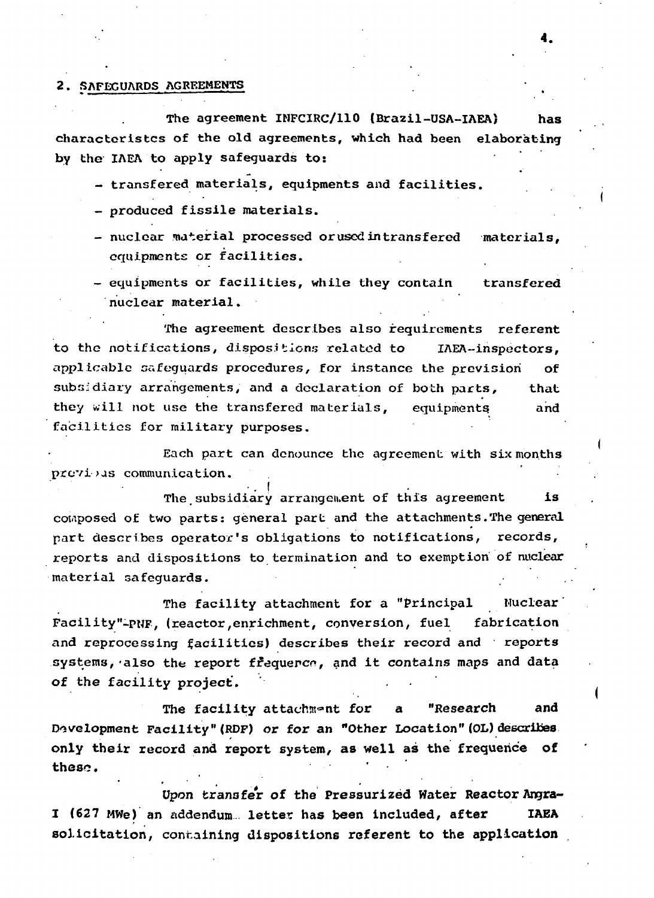## 2. SAFEGUARDS AGREEMENTS

The agreement INFCIRC/110 (Brazil-USA-IAEA) has characteristcs of the old agreements, which had been elaborating by the IAEA to apply safeguards to:

- transfered materials, equipments and facilities.
- produced fissile materials.
- nuclear material processed or used in transfered materials, equipments or facilities.
- equipments or facilities, while they contain transfered nuclear material.

The agreement describes also requirements referent to the notifications, dispositions related to IAEA-inspectors, applicable safeguards procedures, for instance the prevision of subsidiary arrangements, and a declaration of both parts, that they will not use the transfered materials, equipments and facilities for military purposes.

Each part can denounce the agreement with six months previous communication.

The subsidiary arrangement of this agreement is composed of two parts: general part and the attachments. The general part describes operator's obligations to notifications, records, reports and dispositions to termination and to exemption of nuclear material safeguards.

The facility attachment for a "Principal Nuclear Facility"-PNF, (reactor, enrichment, conversion, fuel fabrication and reprocessing facilities) describes their record and reports systems, also the report frequence, and it contains maps and data of the facility project.

The facility attachment for a "Research and Development Facility" (RDF) or for an "Other Location" (OL) describes only their record and report system, as well as the frequence of these.

Upon transfer of the Pressurized Water Reactor Angra-I (627 MWe) an addendum letter has been included, after IAEA solicitation, containing dispositions referent to the application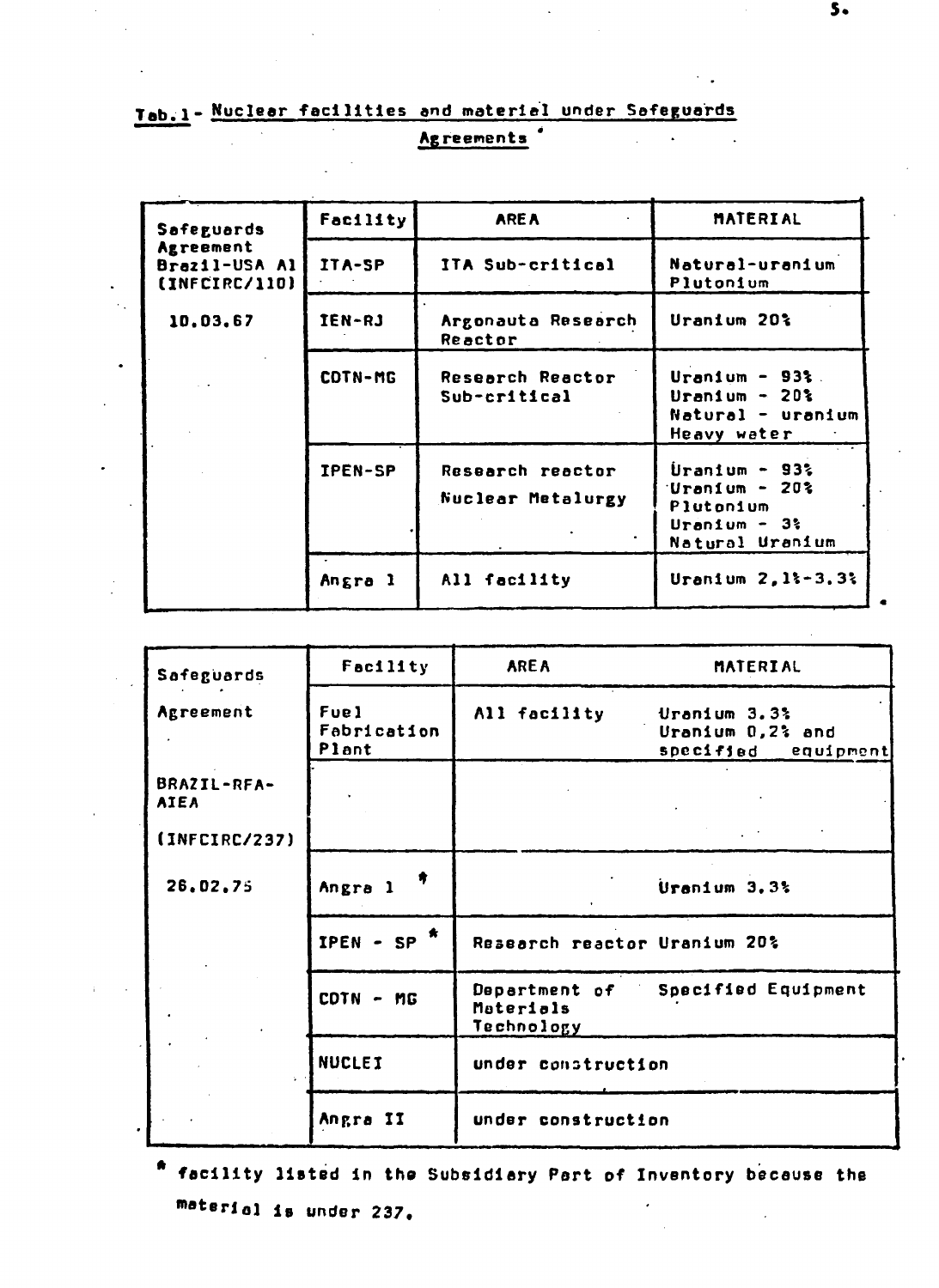**Tab.1 - Nuclear facilities and material under Safeguards Agreements**

| Safeguards Agreement | Facility | AREA | MATERIAL |
|---|---|---|---|
| Brazil-USA AI (INFCIRC/110) 10.03.67 | ITA-SP | ITA Sub-critical | Natural-uranium Plutonium |
| | IEN-RJ | Argonauta Research Reactor | Uranium 20% |
| | CDTN-MG | Research Reactor Sub-critical | Uranium - 93% Uranium - 20% Natural - uranium Heavy water |
| | IPEN-SP | Research reactor Nuclear Metalurgy | Uranium - 93% Uranium - 20% Plutonium Uranium - 3% Natural Uranium |
| | Angra 1 | All facility | Uranium 2,1%-3.3% |

| Safeguards Agreement | Facility | AREA | MATERIAL |
|---|---|---|---|
| BRAZIL-RFA-AIEA (INFCIRC/237) 26.02.75 | Fuel Fabrication Plant | All facility | Uranium 3.3% Uranium 0,2% and specified equipment |
| | | | |
| | Angra 1 * | | Uranium 3.3% |
| | IPEN - SP * | Research reactor | Uranium 20% |
| | CDTN - MG | Department of Materials Technology | Specified Equipment |
| | NUCLEI | under construction | |
| | Angra II | under construction | |

\* facility listed in the Subsidiary Part of Inventory because the material is under 237.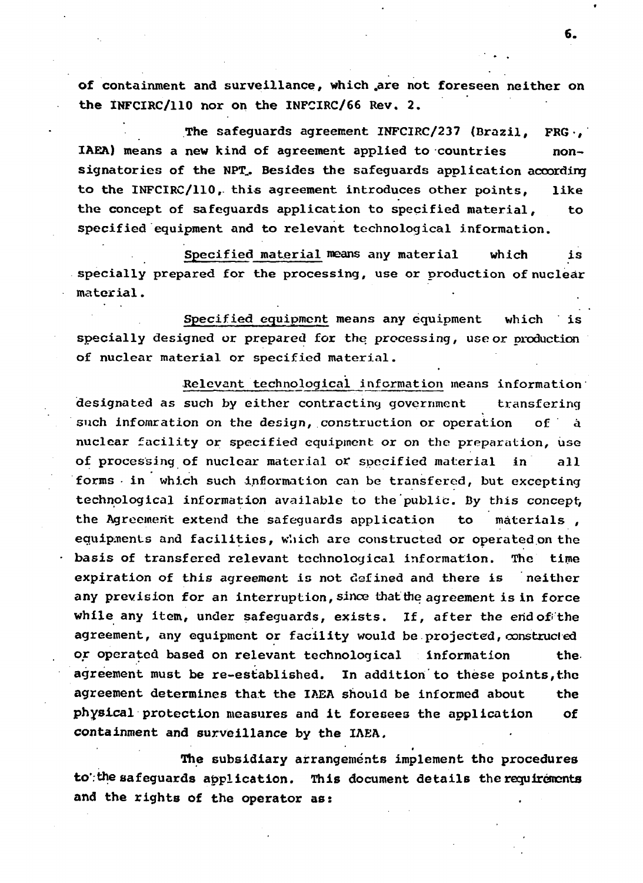of containment and surveillance, which are not foreseen neither on the INFCIRC/110 nor on the INFCIRC/66 Rev. 2.

The safeguards agreement INFCIRC/237 (Brazil, FRG, IAEA) means a new kind of agreement applied to countries non-signatories of the NPT. Besides the safeguards application according to the INFCIRC/110, this agreement introduces other points, like the concept of safeguards application to specified material, to specified equipment and to relevant technological information.

Specified material means any material which is specially prepared for the processing, use or production of nuclear material.

Specified equipment means any equipment which is specially designed or prepared for the processing, use or production of nuclear material or specified material.

Relevant technological information means information designated as such by either contracting government transfering such infomration on the design, construction or operation of a nuclear facility or specified equipment or on the preparation, use of processing of nuclear material or specified material in all forms in which such information can be transfered, but excepting technological information available to the public. By this concept, the Agreement extend the safeguards application to materials, equipments and facilities, which are constructed or operated on the basis of transfered relevant technological information. The time expiration of this agreement is not defined and there is neither any prevision for an interruption, since that the agreement is in force while any item, under safeguards, exists. If, after the end of the agreement, any equipment or facility would be projected, constructed or operated based on relevant technological information the agreement must be re-established. In addition to these points, the agreement determines that the IAEA should be informed about the physical protection measures and it foresees the application of containment and surveillance by the IAEA.

The subsidiary arrangements implement the procedures to the safeguards application. This document details the requirements and the rights of the operator as: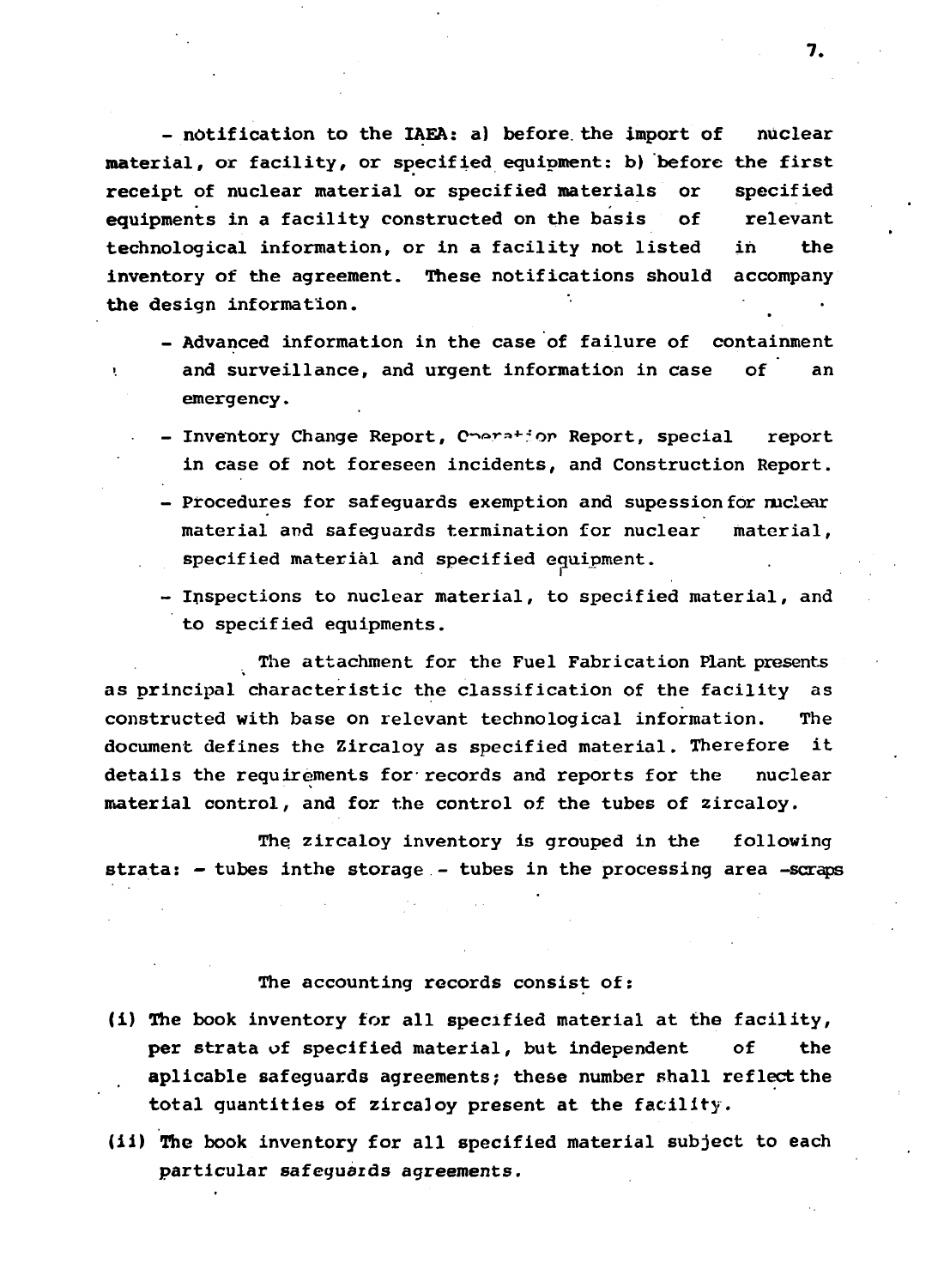- notification to the IAEA: a) before the import of nuclear material, or facility, or specified equipment: b) before the first receipt of nuclear material or specified materials or specified equipments in a facility constructed on the basis of relevant technological information, or in a facility not listed in the inventory of the agreement. These notifications should accompany the design information.

- Advanced information in the case of failure of containment and surveillance, and urgent information in case of an emergency.
- Inventory Change Report, Operation Report, special report in case of not foreseen incidents, and Construction Report.
- Procedures for safeguards exemption and supession for nuclear material and safeguards termination for nuclear material, specified material and specified equipment.
- Inspections to nuclear material, to specified material, and to specified equipments.

The attachment for the Fuel Fabrication Plant presents as principal characteristic the classification of the facility as constructed with base on relevant technological information. The document defines the Zircaloy as specified material. Therefore it details the requirements for records and reports for the nuclear material control, and for the control of the tubes of zircaloy.

The zircaloy inventory is grouped in the following strata: - tubes inthe storage - tubes in the processing area -scraps

The accounting records consist of:

(i) The book inventory for all specified material at the facility, per strata of specified material, but independent of the aplicable safeguards agreements; these number shall reflect the total quantities of zircaloy present at the facility.

(ii) The book inventory for all specified material subject to each particular safeguards agreements.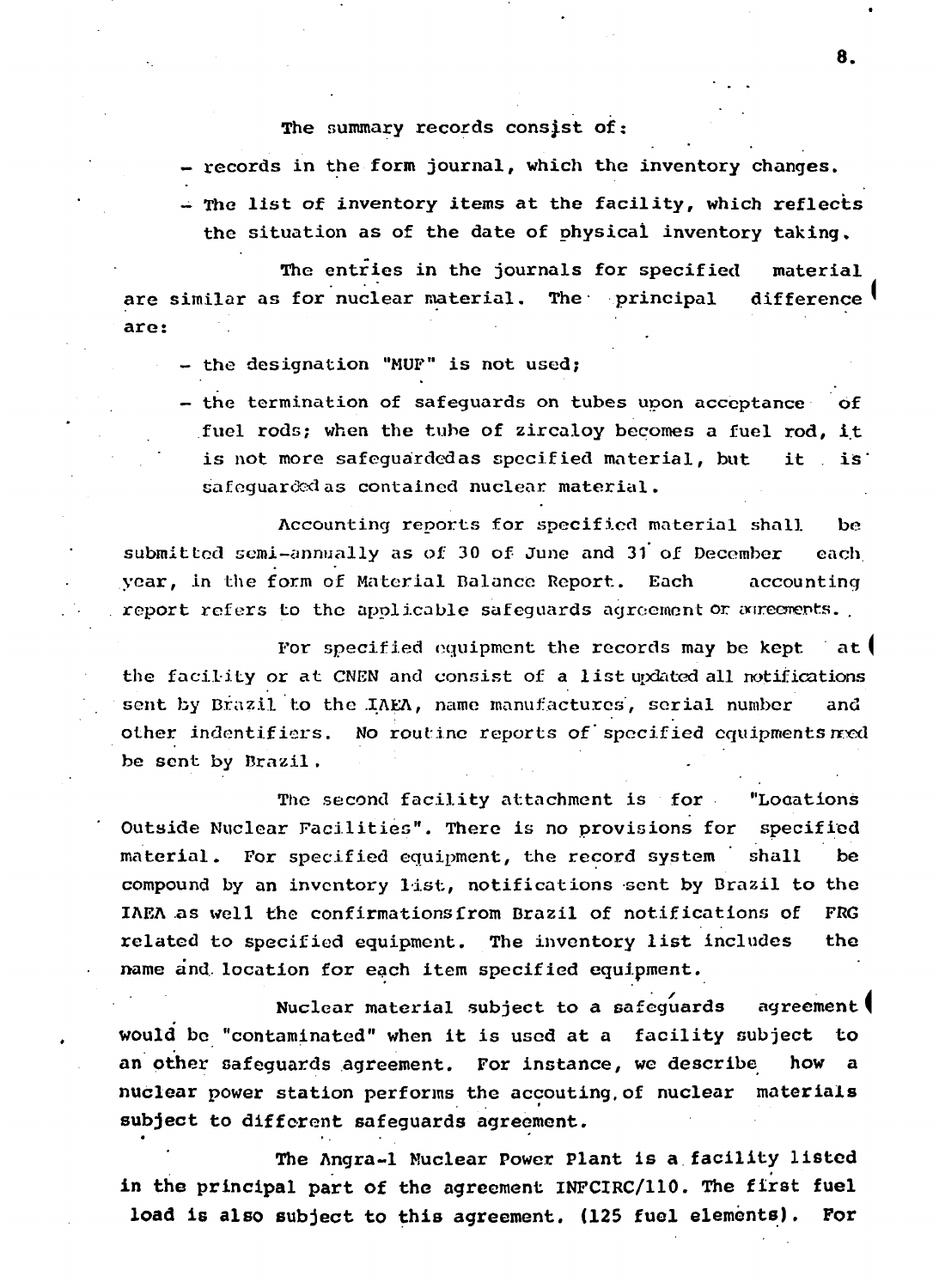The summary records consist of:

- records in the form journal, which the inventory changes.
- The list of inventory items at the facility, which reflects the situation as of the date of physical inventory taking.

The entries in the journals for specified material are similar as for nuclear material. The principal difference are:

- the designation "MUF" is not used;
- the termination of safeguards on tubes upon acceptance of fuel rods; when the tube of zircaloy becomes a fuel rod, it is not more safeguardedas specified material, but it is safeguardedas contained nuclear material.

Accounting reports for specified material shall be submitted semi-annually as of 30 of June and 31 of December each year, in the form of Material Balance Report. Each accounting report refers to the applicable safeguards agreement or agreements.

For specified equipment the records may be kept at the facility or at CNEN and consist of a list updated all notifications sent by Brazil to the IAEA, name manufactures, serial number and other indentifiers. No routine reports of specified equipments need be sent by Brazil.

The second facility attachment is for "Locations Outside Nuclear Facilities". There is no provisions for specified material. For specified equipment, the record system shall be compound by an inventory list, notifications sent by Brazil to the IAEA as well the confirmationsfrom Brazil of notifications of FRG related to specified equipment. The inventory list includes the name and location for each item specified equipment.

Nuclear material subject to a safeguards agreement would be "contaminated" when it is used at a facility subject to an other safeguards agreement. For instance, we describe how a nuclear power station performs the accouting of nuclear materials subject to different safeguards agreement.

The Angra-1 Nuclear Power Plant is a facility listed in the principal part of the agreement INFCIRC/110. The first fuel load is also subject to this agreement. (125 fuel elements). For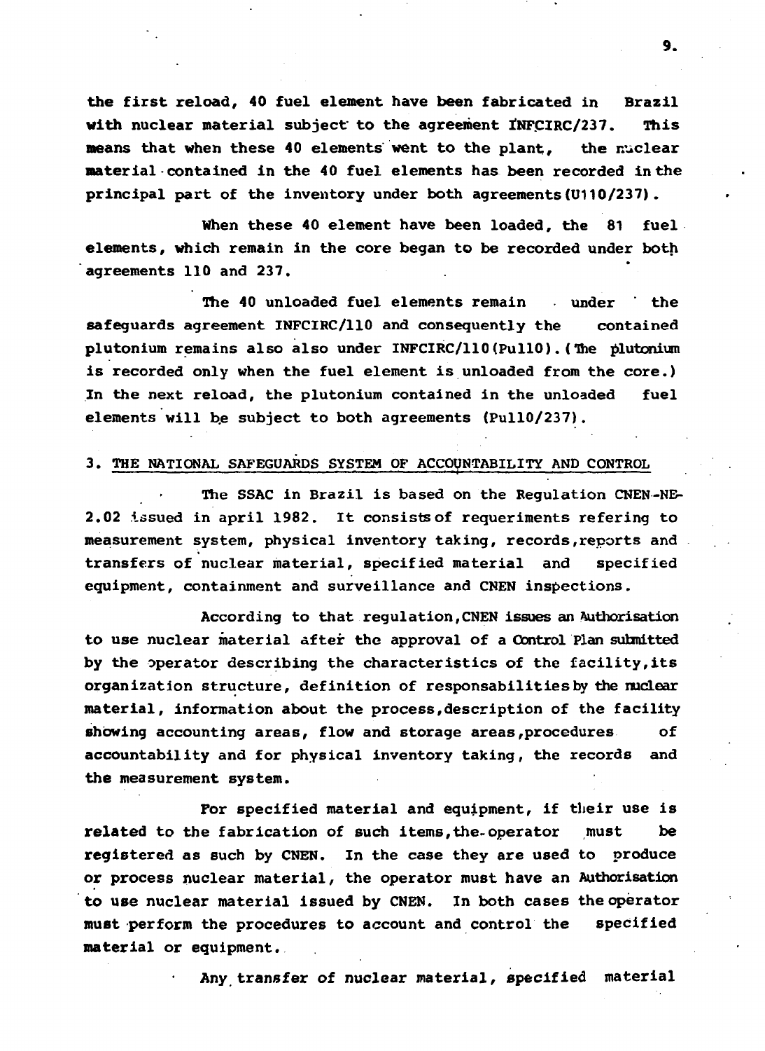the first reload, 40 fuel element have been fabricated in Brazil with nuclear material subject to the agreement INFCIRC/237. This means that when these 40 elements went to the plant, the nuclear material contained in the 40 fuel elements has been recorded in the principal part of the inventory under both agreements (U110/237).

When these 40 element have been loaded, the 81 fuel elements, which remain in the core began to be recorded under both agreements 110 and 237.

The 40 unloaded fuel elements remain under the safeguards agreement INFCIRC/110 and consequently the contained plutonium remains also also under INFCIRC/110 (Pu110). (The plutonium is recorded only when the fuel element is unloaded from the core.) In the next reload, the plutonium contained in the unloaded fuel elements will be subject to both agreements (Pu110/237).

## 3. THE NATIONAL SAFEGUARDS SYSTEM OF ACCOUNTABILITY AND CONTROL

The SSAC in Brazil is based on the Regulation CNEN-NE-2.02 issued in april 1982. It consists of requeriments refering to measurement system, physical inventory taking, records, reports and transfers of nuclear material, specified material and specified equipment, containment and surveillance and CNEN inspections.

According to that regulation, CNEN issues an Authorisation to use nuclear material after the approval of a Control Plan submitted by the operator describing the characteristics of the facility, its organization structure, definition of responsabilities by the nuclear material, information about the process, description of the facility showing accounting areas, flow and storage areas, procedures of accountability and for physical inventory taking, the records and the measurement system.

For specified material and equipment, if their use is related to the fabrication of such items, the operator must be registered as such by CNEN. In the case they are used to produce or process nuclear material, the operator must have an Authorisation to use nuclear material issued by CNEN. In both cases the operator must perform the procedures to account and control the specified material or equipment.

Any transfer of nuclear material, specified material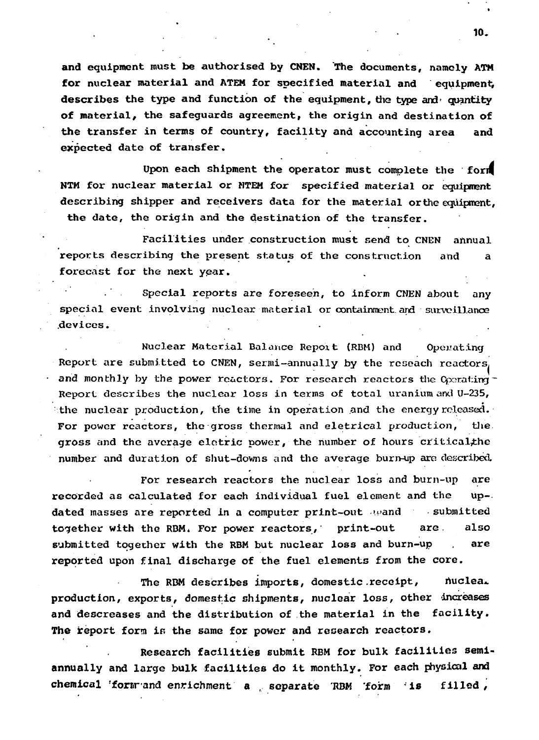and equipment must be authorised by CNEN. The documents, namely ATM for nuclear material and ATEM for specified material and equipment, describes the type and function of the equipment, the type and quantity of material, the safeguards agreement, the origin and destination of the transfer in terms of country, facility and accounting area and expected date of transfer.

Upon each shipment the operator must complete the form NTM for nuclear material or NTEM for specified material or equipment describing shipper and receivers data for the material or the equipment, the date, the origin and the destination of the transfer.

Facilities under construction must send to CNEN annual reports describing the present status of the construction and a forecast for the next year.

Special reports are foreseen, to inform CNEN about any special event involving nuclear material or containment and surveillance devices.

Nuclear Material Balance Report (RBM) and Operating Report are submitted to CNEN, sermi-annually by the reseach reactors, and monthly by the power reactors. For research reactors the Operating Report describes the nuclear loss in terms of total uranium and U-235, the nuclear production, the time in operation and the energy released. For power reactors, the gross thermal and eletrical production, the gross and the average eletric power, the number of hours critical, the number and duration of shut-downs and the average burn-up are described.

For research reactors the nuclear loss and burn-up are recorded as calculated for each individual fuel element and the up-dated masses are reported in a computer print-out and submitted together with the RBM. For power reactors, print-out are also submitted together with the RBM but nuclear loss and burn-up are reported upon final discharge of the fuel elements from the core.

The RBM describes imports, domestic receipt, nuclear production, exports, domestic shipments, nuclear loss, other increases and descreases and the distribution of the material in the facility. The report form is the same for power and research reactors.

Research facilities submit RBM for bulk facilities semi-annually and large bulk facilities do it monthly. For each physical and chemical form and enrichment a separate RBM form is filled,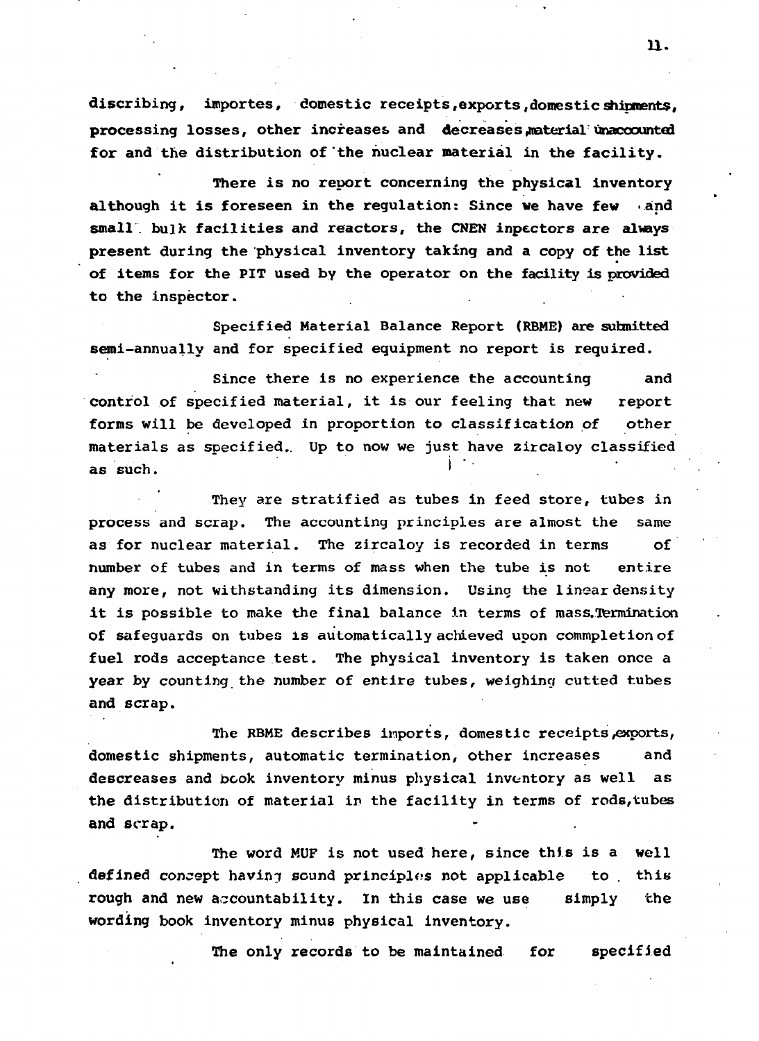discribing, importes, domestic receipts,exports,domestic shipments, processing losses, other increases and decreases,material unaccounted for and the distribution of the nuclear material in the facility.

There is no report concerning the physical inventory although it is foreseen in the regulation: Since we have few and small bulk facilities and reactors, the CNEN inpectors are always present during the physical inventory taking and a copy of the list of items for the PIT used by the operator on the facility is provided to the inspector.

Specified Material Balance Report (RBME) are submitted semi-annually and for specified equipment no report is required.

Since there is no experience the accounting and control of specified material, it is our feeling that new report forms will be developed in proportion to classification of other materials as specified. Up to now we just have zircaloy classified as such.

They are stratified as tubes in feed store, tubes in process and scrap. The accounting principles are almost the same as for nuclear material. The zircaloy is recorded in terms of number of tubes and in terms of mass when the tube is not entire any more, not withstanding its dimension. Using the linear density it is possible to make the final balance in terms of mass.Termination of safeguards on tubes is automatically achieved upon commpletion of fuel rods acceptance test. The physical inventory is taken once a year by counting the number of entire tubes, weighing cutted tubes and scrap.

The RBME describes imports, domestic receipts,exports, domestic shipments, automatic termination, other increases and descreases and book inventory minus physical inventory as well as the distribution of material in the facility in terms of rods,tubes and scrap.

The word MUF is not used here, since this is a well defined concept having sound principles not applicable to this rough and new accountability. In this case we use simply the wording book inventory minus physical inventory.

The only records to be maintained for specified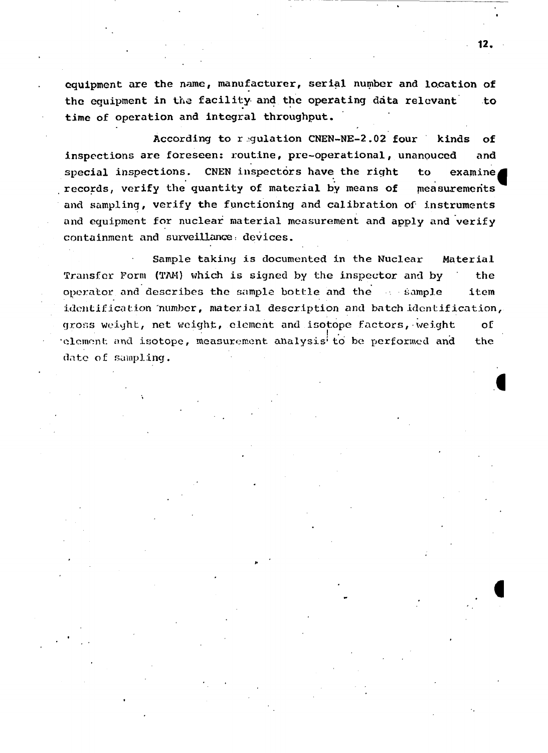equipment are the name, manufacturer, serial number and location of the equipment in the facility and the operating data relevant to time of operation and integral throughput.

According to regulation CNEN-NE-2.02 four kinds of inspections are foreseen: routine, pre-operational, unanouced and special inspections. CNEN inspectors have the right to examine records, verify the quantity of material by means of measurements and sampling, verify the functioning and calibration of instruments and equipment for nuclear material measurement and apply and verify containment and surveillance devices.

Sample taking is documented in the Nuclear Material Transfer Form (TAM) which is signed by the inspector and by the operator and describes the sample bottle and the sample item identification number, material description and batch identification, gross weight, net weight, element and isotope factors, weight of element and isotope, measurement analysis to be performed and the date of sampling.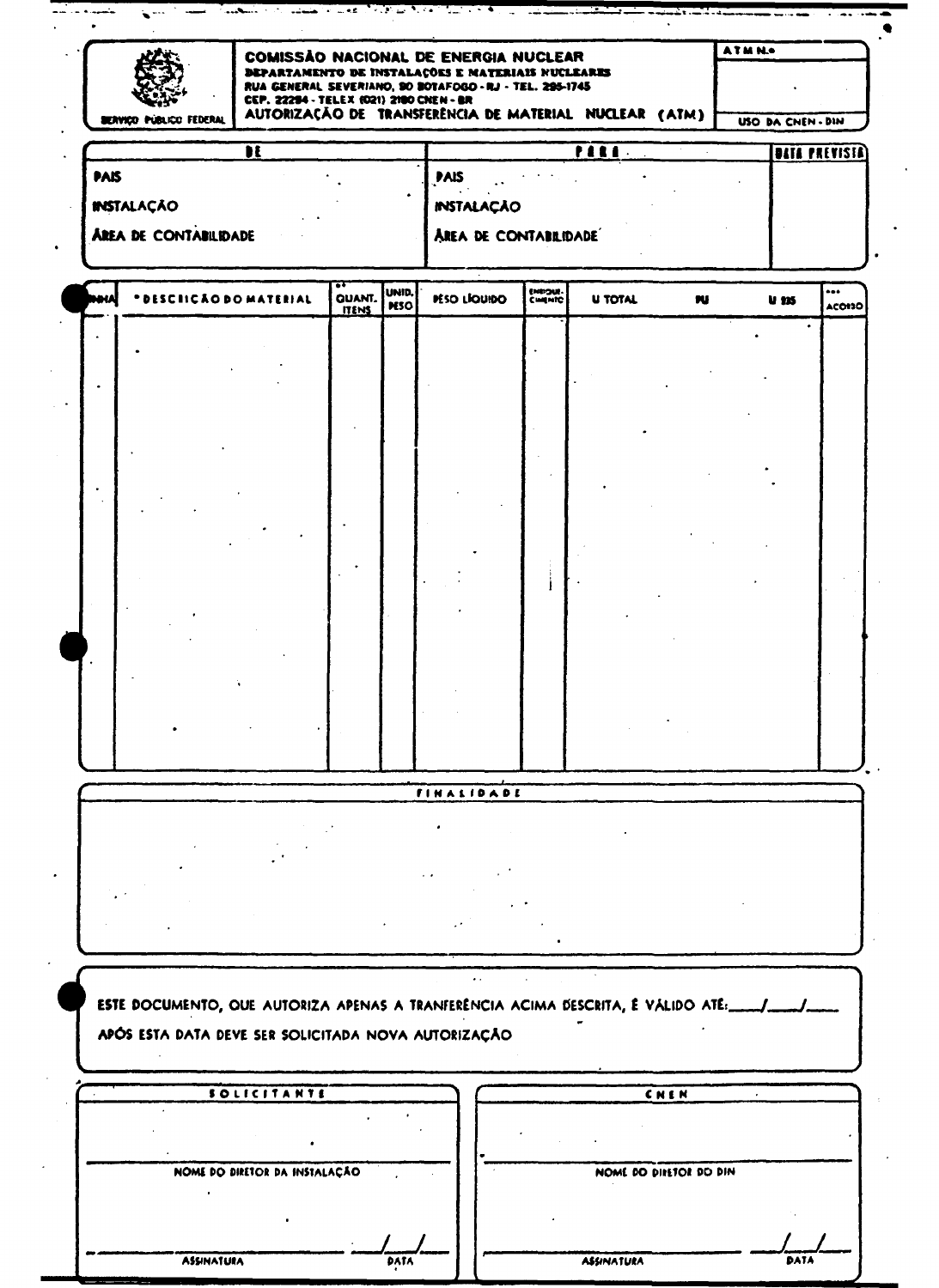**SERVIÇO PÚBLICO FEDERAL**

# COMISSÃO NACIONAL DE ENERGIA NUCLEAR

**DEPARTAMENTO DE INSTALAÇÕES E MATERIAIS NUCLEARES**
RUA GENERAL SEVERIANO, 90 BOTAFOGO - RJ - TEL. 295-1745
CEP. 22294 - TELEX (021) 2180 CNEN - BR

## AUTORIZAÇÃO DE TRANSFERÊNCIA DE MATERIAL NUCLEAR (ATM)

ATM N.º

USO DA CNEN - DIN

| DE | PARA | DATA PREVISTA |
|---|---|---|
| PAIS | PAIS | |
| INSTALAÇÃO | INSTALAÇÃO | |
| ÁREA DE CONTABILIDADE | ÁREA DE CONTABILIDADE | |

| LINHA | * DESCRIÇÃO DO MATERIAL | ** QUANT. ITENS | UNID. PESO | PESO LÍQUIDO | ENRIQUE-CIMENTO | U TOTAL | PU | U 235 | *** ACORDO |
|---|---|---|---|---|---|---|---|---|---|
| | | | | | | | | | |

**FINALIDADE**

ESTE DOCUMENTO, QUE AUTORIZA APENAS A TRANFERÊNCIA ACIMA DESCRITA, É VÁLIDO ATÉ: ____/____/____

APÓS ESTA DATA DEVE SER SOLICITADA NOVA AUTORIZAÇÃO

| SOLICITANTE | CNEN |
|---|---|
| NOME DO DIRETOR DA INSTALAÇÃO | NOME DO DIRETOR DO DIN |
| ASSINATURA ____/____/____ DATA | ASSINATURA ____/____/____ DATA |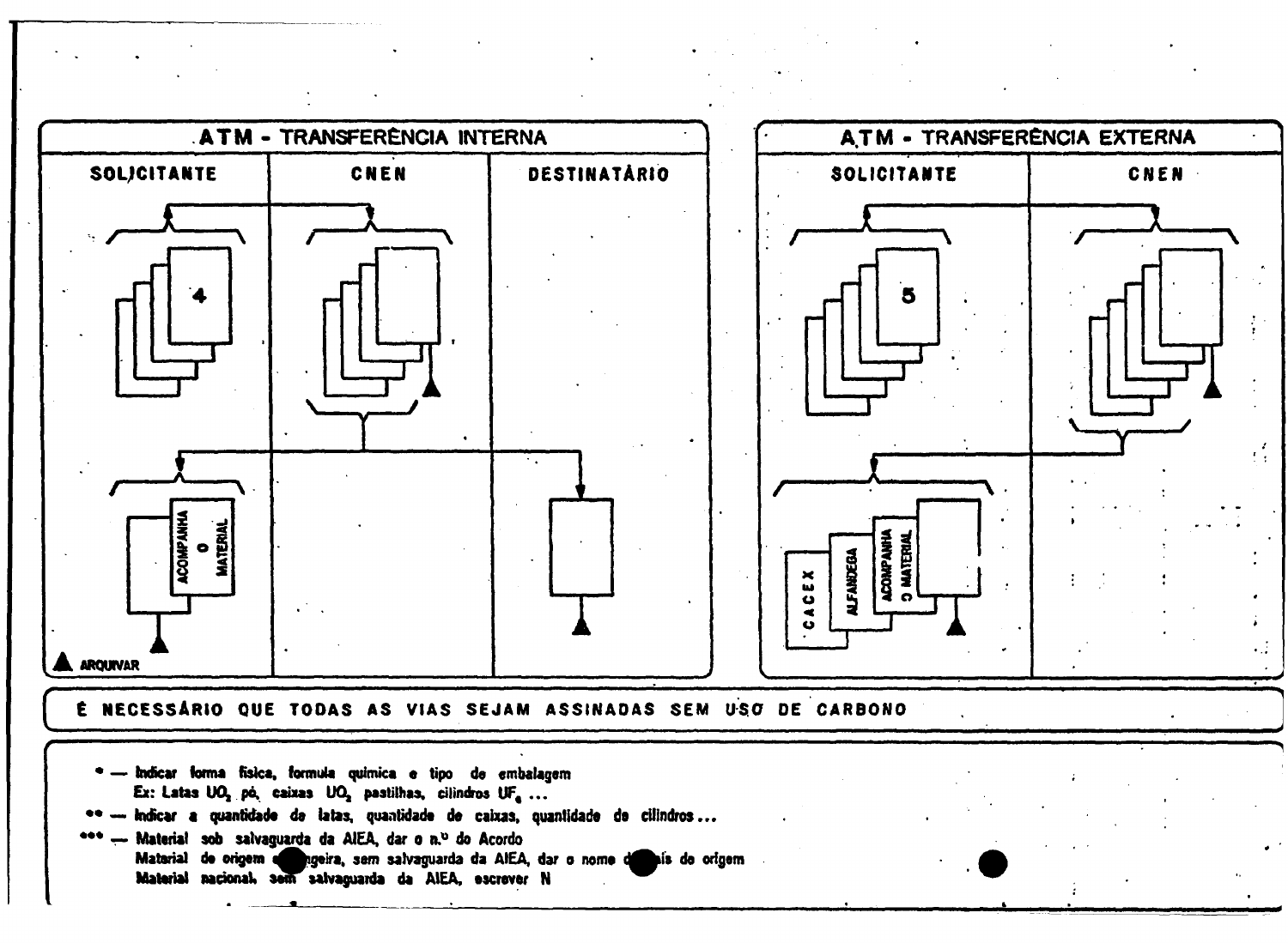## ATM - TRANSFERÊNCIA INTERNA

| SOLICITANTE | CNEN | DESTINATÁRIO |
|---|---|---|
| 4 | | |
| ACOMPANHA O MATERIAL | | |

▲ ARQUIVAR

## ATM - TRANSFERÊNCIA EXTERNA

| SOLICITANTE | CNEN |
|---|---|
| 5 | |
| CACEX / ALFANDEGA / ACOMPANHA O MATERIAL | |

**É NECESSÁRIO QUE TODAS AS VIAS SEJAM ASSINADAS SEM USO DE CARBONO**

- \* — Indicar forma física, fórmula química e tipo de embalagem
  Ex: Latas $UO_2$ pó, caixas $UO_2$ pastilhas, cilindros $UF_6$ ...
- \*\* — Indicar a quantidade de latas, quantidade de caixas, quantidade de cilindros ...
- \*\*\* — Material sob salvaguarda da AIEA, dar o n.º do Acordo
  Material de origem estrangeira, sem salvaguarda da AIEA, dar o nome do país de origem
  Material nacional, sem salvaguarda da AIEA, escrever N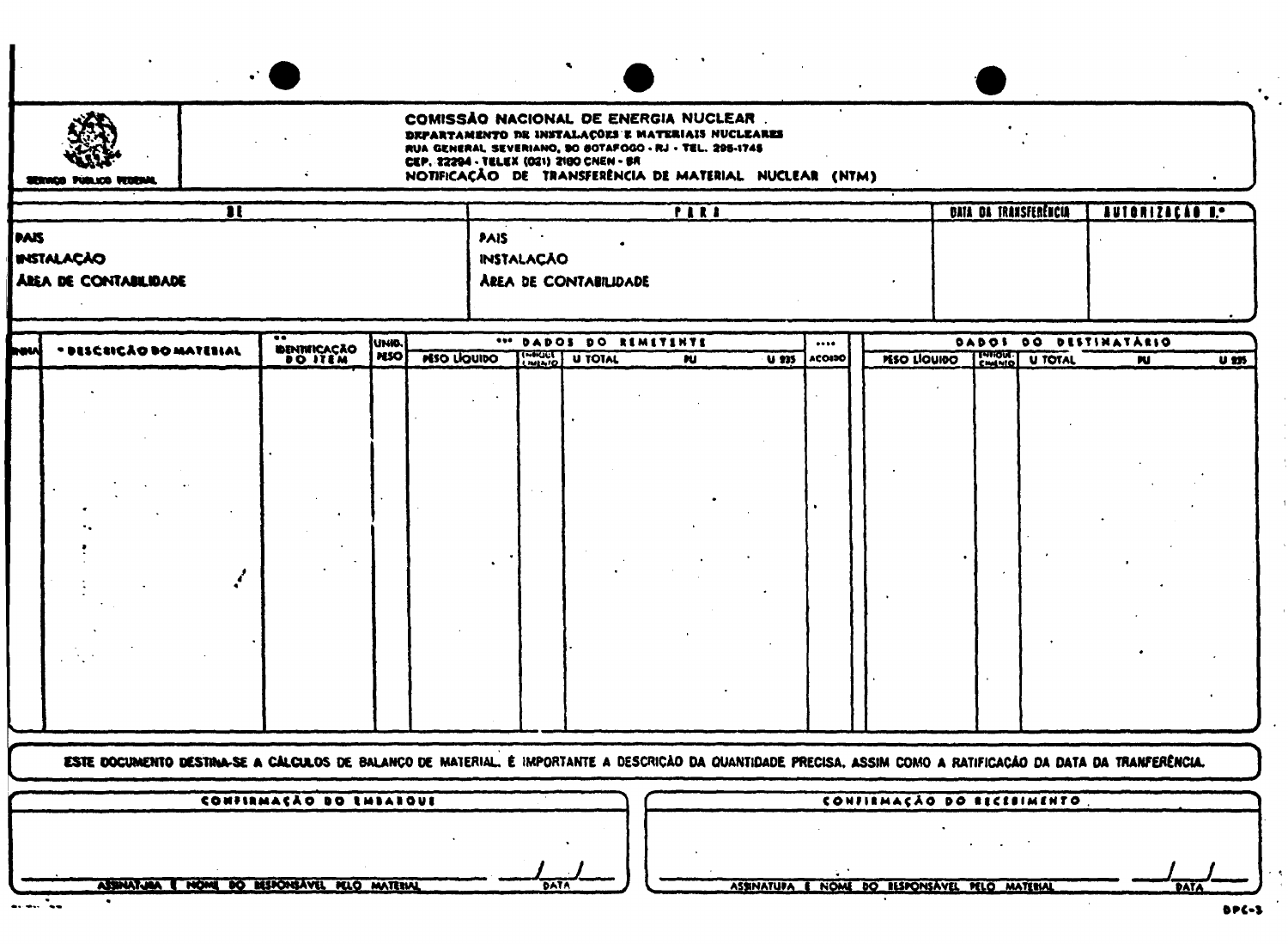SERVIÇO PÚBLICO FEDERAL

**COMISSÃO NACIONAL DE ENERGIA NUCLEAR**
**DEPARTAMENTO DE INSTALAÇÕES E MATERIAIS NUCLEARES**
RUA GENERAL SEVERIANO, 90 BOTAFOGO - RJ - TEL. 295-1745
CEP. 22294 - TELEX (021) 2180 CNEN - BR
**NOTIFICAÇÃO DE TRANSFERÊNCIA DE MATERIAL NUCLEAR (NTM)**

| DE | PARA | DATA DA TRANSFERÊNCIA | AUTORIZAÇÃO N.º |
|---|---|---|---|
| PAIS<br>INSTALAÇÃO<br>ÁREA DE CONTABILIDADE | PAIS<br>INSTALAÇÃO<br>ÁREA DE CONTABILIDADE | | |

| LINHA | * DESCRIÇÃO DO MATERIAL | ** IDENTIFICAÇÃO DO ITEM | UNID. PESO | *** DADOS DO REMETENTE | | | | | **** ACORDO | DADOS DO DESTINATÁRIO | | | | |
|---|---|---|---|---|---|---|---|---|---|---|---|---|---|---|
| | | | | PESO LÍQUIDO | ENRIQUECIMENTO | U TOTAL | PU | U 235 | | PESO LÍQUIDO | ENRIQUECIMENTO | U TOTAL | PU | U 235 |
| | | | | | | | | | | | | | | |

ESTE DOCUMENTO DESTINA-SE A CÁLCULOS DE BALANÇO DE MATERIAL. É IMPORTANTE A DESCRIÇÃO DA QUANTIDADE PRECISA, ASSIM COMO A RATIFICAÇÃO DA DATA DA TRANFERÊNCIA.

| CONFIRMAÇÃO DO EMBARQUE | CONFIRMAÇÃO DO RECEBIMENTO |
|---|---|
| ASSINATURA E NOME DO RESPONSÁVEL PELO MATERIAL ____ / / DATA | ASSINATURA E NOME DO RESPONSÁVEL PELO MATERIAL ____ / / DATA |

DPC-3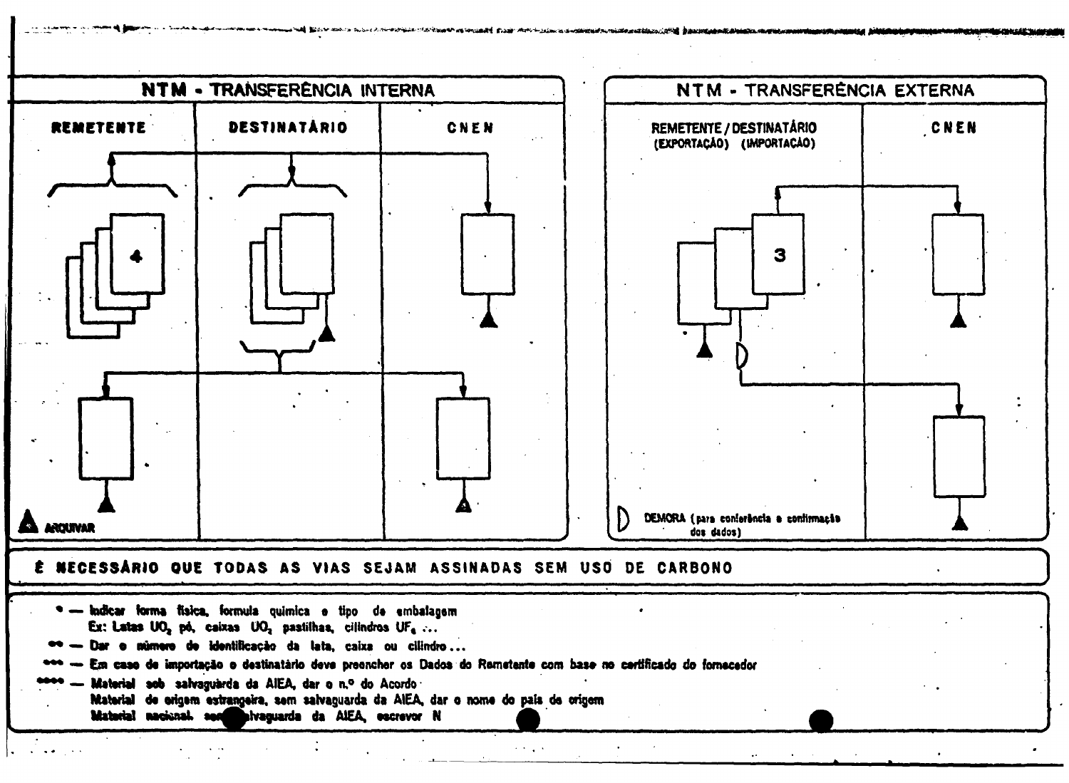## NTM - TRANSFERÊNCIA INTERNA

| REMETENTE | DESTINATÁRIO | CNEN |
|---|---|---|
| 4 | | |

▲ ARQUIVAR

## NTM - TRANSFERÊNCIA EXTERNA

| REMETENTE / DESTINATÁRIO (EXPORTAÇÃO) (IMPORTAÇÃO) | CNEN |
|---|---|
| 3 | |

D DEMORA (para conferência e confirmação dos dados)

**É NECESSÁRIO QUE TODAS AS VIAS SEJAM ASSINADAS SEM USO DE CARBONO**

* — Indicar forma física, formula química e tipo de embalagem
  Ex: Latas $UO_2$ pó, caixas $UO_2$ pastilhas, cilindros $UF_6$ ...

** — Dar o número de identificação da lata, caixa ou cilindro...

*** — Em caso de importação o destinatário deve preencher os Dados do Remetente com base no certificado do fornecedor

**** — Material sob salvaguarda da AIEA, dar o n.º do Acordo
  Material de origem estrangeira, sem salvaguarda da AIEA, dar o nome do país de origem
  Material nacional, sem salvaguarda da AIEA, escrever N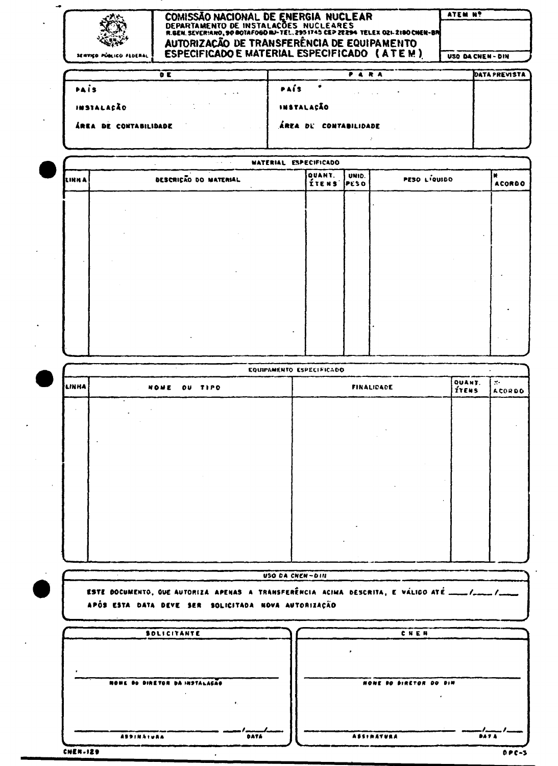SERVIÇO PÚBLICO FEDERAL

# COMISSÃO NACIONAL DE ENERGIA NUCLEAR

DEPARTAMENTO DE INSTALAÇÕES NUCLEARES

R.GEN. SEVERIANO, 90 BOTAFOGO RJ-TEL. 2951745 CEP 22294 TELEX 021-2180 CNEN-BR

## AUTORIZAÇÃO DE TRANSFERÊNCIA DE EQUIPAMENTO ESPECIFICADO E MATERIAL ESPECIFICADO (ATEM)

| ATEM Nº |
|---|
| |
| USO DA CNEN - DIN |

| DE | PARA | DATA PREVISTA |
|---|---|---|
| PAÍS | PAÍS | |
| INSTALAÇÃO | INSTALAÇÃO | |
| ÁREA DE CONTABILIDADE | ÁREA DE CONTABILIDADE | |

**MATERIAL ESPECIFICADO**

| LINHA | DESCRIÇÃO DO MATERIAL | QUANT. ÍTENS | UNID. PESO | PESO LÍQUIDO | Nº ACORDO |
|---|---|---|---|---|---|
| | | | | | |

**EQUIPAMENTO ESPECIFICADO**

| LINHA | NOME OU TIPO | FINALIDADE | QUANT. ÍTENS | Nº ACORDO |
|---|---|---|---|---|
| | | | | |

**USO DA CNEN - DIN**

ESTE DOCUMENTO, QUE AUTORIZA APENAS A TRANSFERÊNCIA ACIMA DESCRITA, É VÁLIDO ATÉ ____/____/____

APÓS ESTA DATA DEVE SER SOLICITADA NOVA AUTORIZAÇÃO

| SOLICITANTE | CNEN |
|---|---|
| NOME DO DIRETOR DA INSTALAÇÃO | NOME DO DIRETOR DO DIN |
| ASSINATURA ____/____/____ DATA | ASSINATURA ____/____/____ DATA |

CNEN-129 DPC-3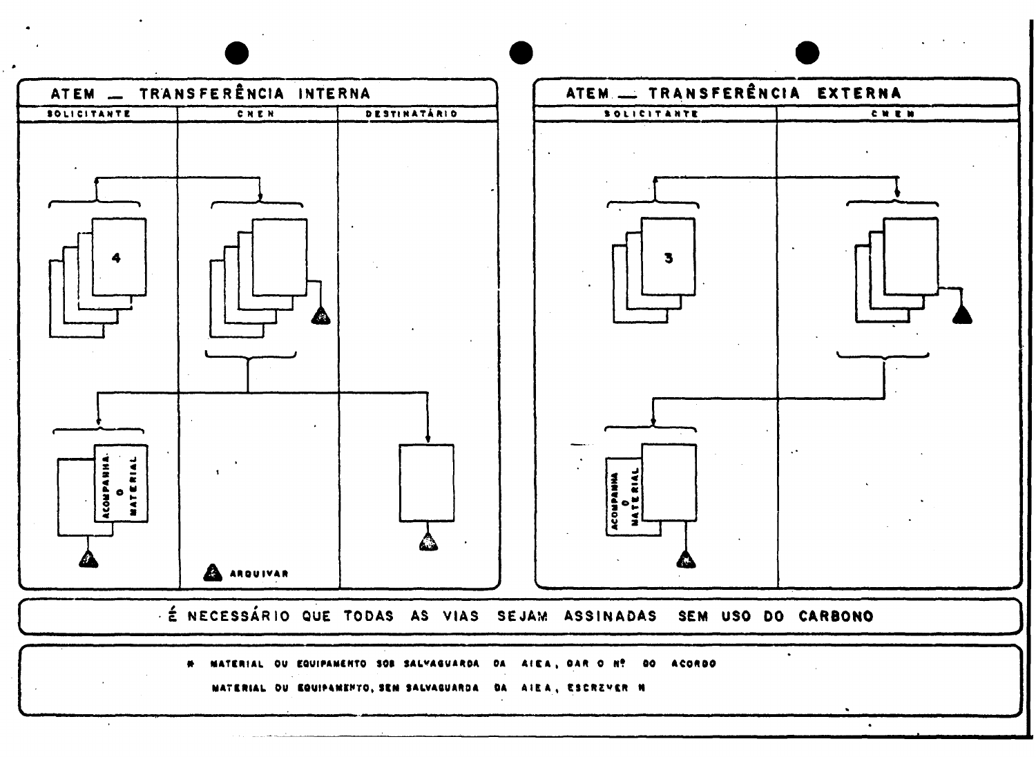## ATEM — TRANSFERÊNCIA INTERNA

| SOLICITANTE | CNEN | DESTINATÁRIO |
| --- | --- | --- |

4

ACOMPANHA O MATERIAL

ARQUIVAR

## ATEM — TRANSFERÊNCIA EXTERNA

| SOLICITANTE | CNEN |
| --- | --- |

3

ACOMPANHA O MATERIAL

É NECESSÁRIO QUE TODAS AS VIAS SEJAM ASSINADAS SEM USO DO CARBONO

\* MATERIAL OU EQUIPAMENTO SOB SALVAGUARDA DA AIEA, DAR O Nº DO ACORDO

MATERIAL OU EQUIPAMENTO, SEM SALVAGUARDA DA AIEA, ESCREVER N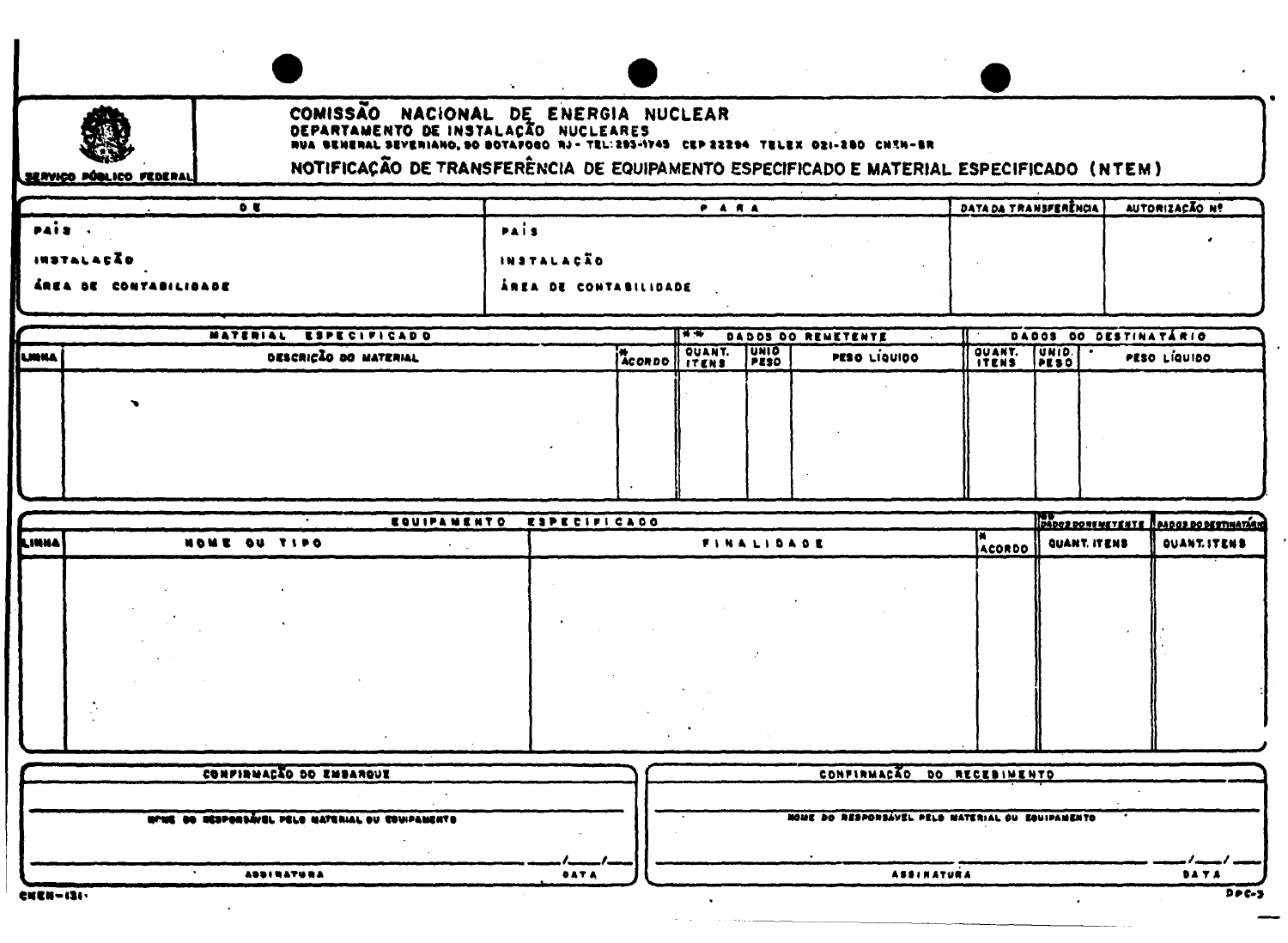SERVIÇO PÚBLICO FEDERAL

# COMISSÃO NACIONAL DE ENERGIA NUCLEAR

## DEPARTAMENTO DE INSTALAÇÃO NUCLEARES

RUA GENERAL SEVERIANO, 90 BOTAFOGO RJ - TEL: 295-1745 CEP 22294 TELEX 021-280 CNEN-BR

## NOTIFICAÇÃO DE TRANSFERÊNCIA DE EQUIPAMENTO ESPECIFICADO E MATERIAL ESPECIFICADO (NTEM)

| DE | PARA | DATA DA TRANSFERÊNCIA | AUTORIZAÇÃO Nº |
|---|---|---|---|
| PAÍS | PAÍS | | |
| INSTALAÇÃO | INSTALAÇÃO | | |
| ÁREA DE CONTABILIDADE | ÁREA DE CONTABILIDADE | | |

| MATERIAL ESPECIFICADO | | | \*\* DADOS DO REMETENTE | | | DADOS DO DESTINATÁRIO | | |
|---|---|---|---|---|---|---|---|---|
| LINHA | DESCRIÇÃO DO MATERIAL | \* ACORDO | QUANT. ITENS | UNID PESO | PESO LÍQUIDO | QUANT. ITENS | UNID. PESO | PESO LÍQUIDO |
| | | | | | | | | |

| EQUIPAMENTO ESPECIFICADO | | | | \*\* DADOS DO REMETENTE | DADOS DO DESTINATÁRIO |
|---|---|---|---|---|---|
| LINHA | NOME OU TIPO | FINALIDADE | \* ACORDO | QUANT. ITENS | QUANT. ITENS |
| | | | | | |

| CONFIRMAÇÃO DO EMBARQUE | | CONFIRMAÇÃO DO RECEBIMENTO | |
|---|---|---|---|
| NOME DO RESPONSÁVEL PELO MATERIAL OU EQUIPAMENTO | | NOME DO RESPONSÁVEL PELO MATERIAL OU EQUIPAMENTO | |
| ASSINATURA | DATA ___/___/___ | ASSINATURA | DATA ___/___/___ |

CNEN-131 DPC-3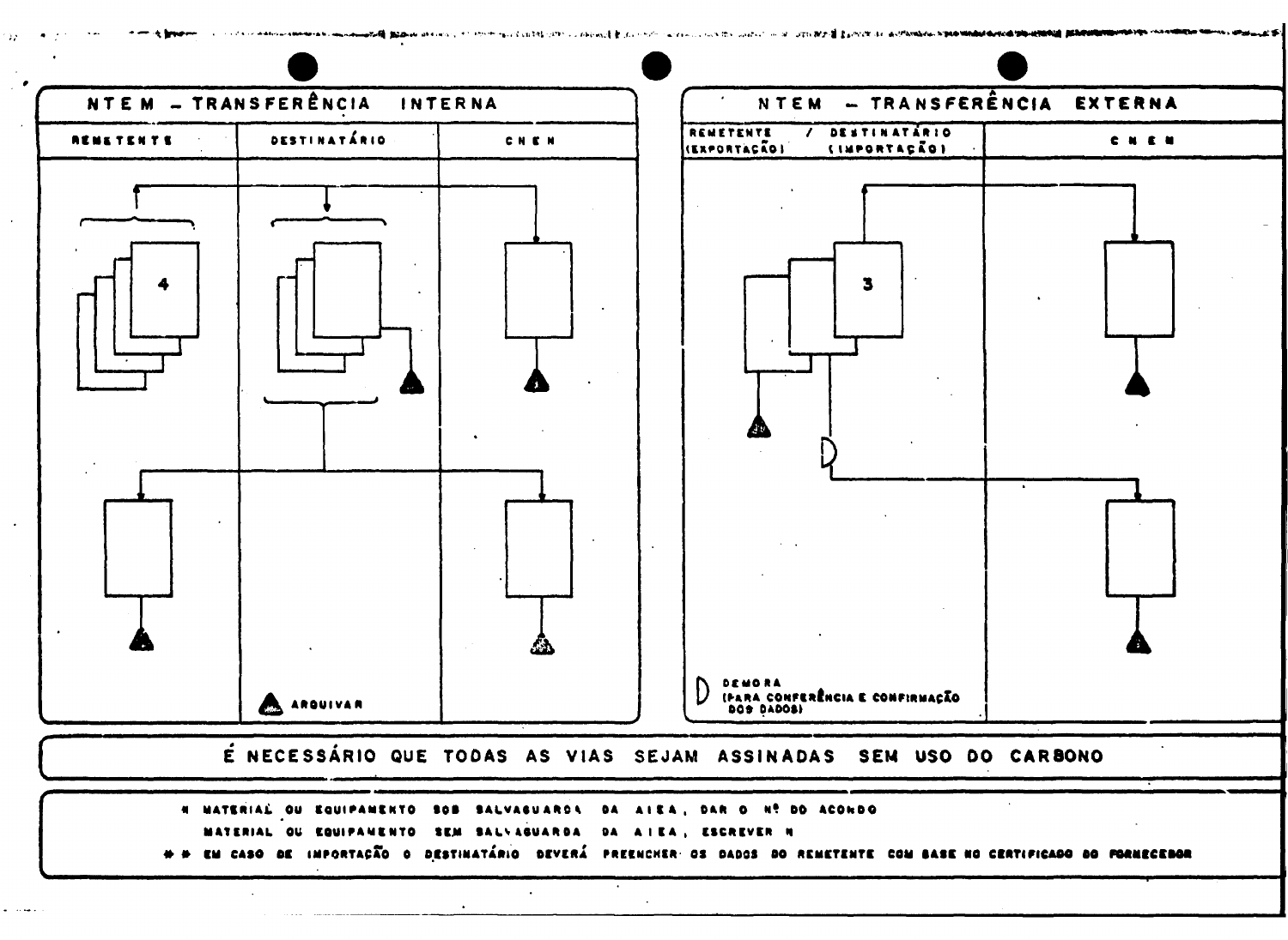## NTEM – TRANSFERÊNCIA INTERNA

| REMETENTE | DESTINATÁRIO | CNEN |
|---|---|---|
| 4 | | |

ARQUIVAR

## NTEM – TRANSFERÊNCIA EXTERNA

| REMETENTE (EXPORTAÇÃO) / DESTINATÁRIO (IMPORTAÇÃO) | CNEN |
|---|---|
| 3 | |

DEMORA (PARA CONFERÊNCIA E CONFIRMAÇÃO DOS DADOS)

**É NECESSÁRIO QUE TODAS AS VIAS SEJAM ASSINADAS SEM USO DO CARBONO**

* MATERIAL OU EQUIPAMENTO SOB SALVAGUARDA DA AIEA, DAR O Nº DO ACORDO
  MATERIAL OU EQUIPAMENTO SEM SALVAGUARDA DA AIEA, ESCREVER N

** EM CASO DE IMPORTAÇÃO O DESTINATÁRIO DEVERÁ PREENCHER OS DADOS DO REMETENTE COM BASE NO CERTIFICADO DO FORNECEDOR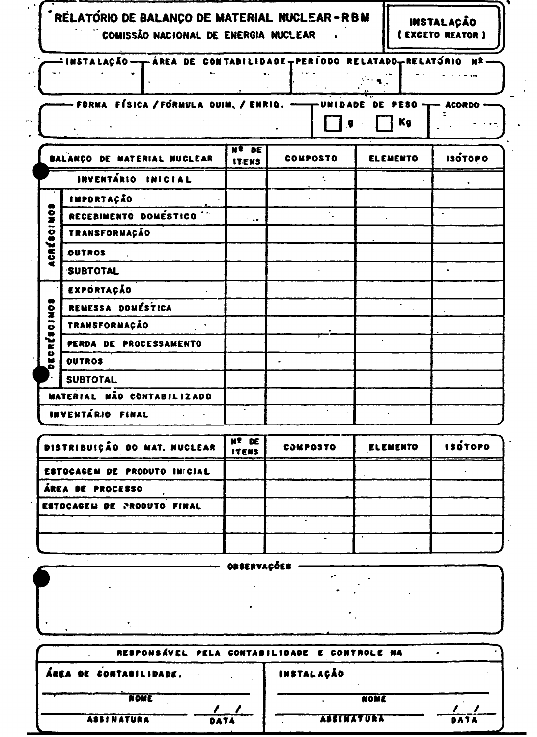# RELATÓRIO DE BALANÇO DE MATERIAL NUCLEAR - RBM

**COMISSÃO NACIONAL DE ENERGIA NUCLEAR**

**INSTALAÇÃO (EXCETO REATOR)**

| INSTALAÇÃO | ÁREA DE CONTABILIDADE | PERÍODO RELATADO | RELATÓRIO Nº |
|---|---|---|---|
| | | | |

| FORMA FÍSICA / FÓRMULA QUIM. / ENRIQ. | UNIDADE DE PESO | ACORDO |
|---|---|---|
| | ☐ g ☐ Kg | |

| BALANÇO DE MATERIAL NUCLEAR | | Nº DE ITENS | COMPOSTO | ELEMENTO | ISÓTOPO |
|---|---|---|---|---|---|
| INVENTÁRIO INICIAL | | | | | |
| ACRÉSCIMOS | IMPORTAÇÃO | | | | |
| | RECEBIMENTO DOMÉSTICO | | | | |
| | TRANSFORMAÇÃO | | | | |
| | OUTROS | | | | |
| | SUBTOTAL | | | | |
| DECRÉSCIMOS | EXPORTAÇÃO | | | | |
| | REMESSA DOMÉSTICA | | | | |
| | TRANSFORMAÇÃO | | | | |
| | PERDA DE PROCESSAMENTO | | | | |
| | OUTROS | | | | |
| | SUBTOTAL | | | | |
| MATERIAL NÃO CONTABILIZADO | | | | | |
| INVENTÁRIO FINAL | | | | | |

| DISTRIBUIÇÃO DO MAT. NUCLEAR | Nº DE ITENS | COMPOSTO | ELEMENTO | ISÓTOPO |
|---|---|---|---|---|
| ESTOCAGEM DE PRODUTO INICIAL | | | | |
| ÁREA DE PROCESSO | | | | |
| ESTOCAGEM DE PRODUTO FINAL | | | | |
| | | | | |
| | | | | |

**OBSERVAÇÕES**

**RESPONSÁVEL PELA CONTABILIDADE E CONTROLE NA**

| ÁREA DE CONTABILIDADE. | INSTALAÇÃO |
|---|---|
| NOME | NOME |
| ASSINATURA — DATA / / | ASSINATURA — DATA / / |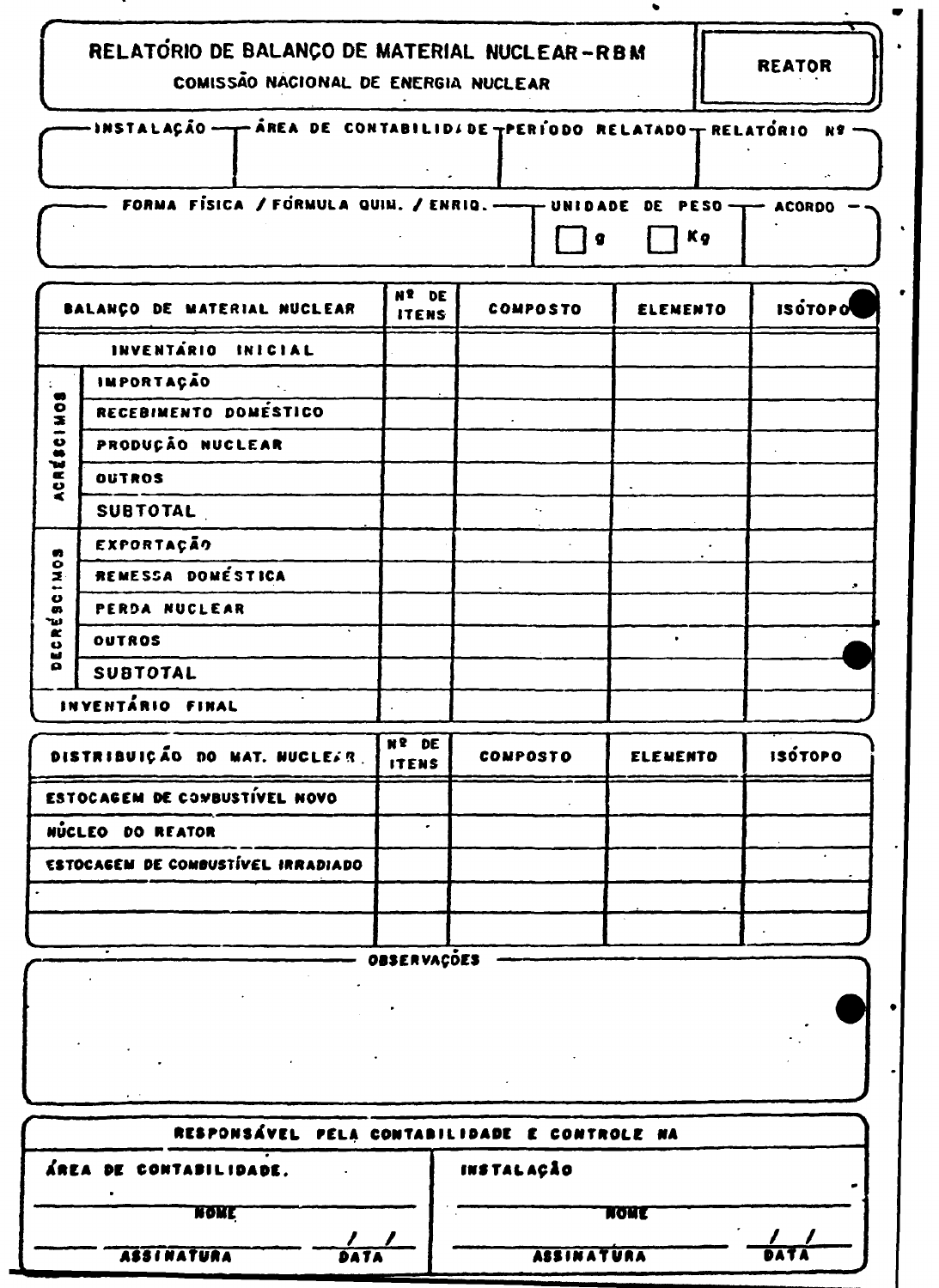# RELATÓRIO DE BALANÇO DE MATERIAL NUCLEAR - RBM

**COMISSÃO NACIONAL DE ENERGIA NUCLEAR**

**REATOR**

| INSTALAÇÃO | ÁREA DE CONTABILIDADE | PERÍODO RELATADO | RELATÓRIO Nº |
|---|---|---|---|
| | | | |

| FORMA FÍSICA / FÓRMULA QUIM. / ENRIQ. | UNIDADE DE PESO | ACORDO |
|---|---|---|
| | ☐ g ☐ Kg | |

| BALANÇO DE MATERIAL NUCLEAR | | Nº DE ITENS | COMPOSTO | ELEMENTO | ISÓTOPO |
|---|---|---|---|---|---|
| INVENTÁRIO INICIAL | | | | | |
| ACRÉSCIMOS | IMPORTAÇÃO | | | | |
| | RECEBIMENTO DOMÉSTICO | | | | |
| | PRODUÇÃO NUCLEAR | | | | |
| | OUTROS | | | | |
| | SUBTOTAL | | | | |
| DECRÉSCIMOS | EXPORTAÇÃO | | | | |
| | REMESSA DOMÉSTICA | | | | |
| | PERDA NUCLEAR | | | | |
| | OUTROS | | | | |
| | SUBTOTAL | | | | |
| INVENTÁRIO FINAL | | | | | |

| DISTRIBUIÇÃO DO MAT. NUCLEAR | Nº DE ITENS | COMPOSTO | ELEMENTO | ISÓTOPO |
|---|---|---|---|---|
| ESTOCAGEM DE COMBUSTÍVEL NOVO | | | | |
| NÚCLEO DO REATOR | | | | |
| ESTOCAGEM DE COMBUSTÍVEL IRRADIADO | | | | |
| | | | | |
| | | | | |

**OBSERVAÇÕES**

&nbsp;

**RESPONSÁVEL PELA CONTABILIDADE E CONTROLE NA**

| ÁREA DE CONTABILIDADE. | | INSTALAÇÃO | |
|---|---|---|---|
| NOME | | NOME | |
| ASSINATURA | DATA / / | ASSINATURA | DATA / / |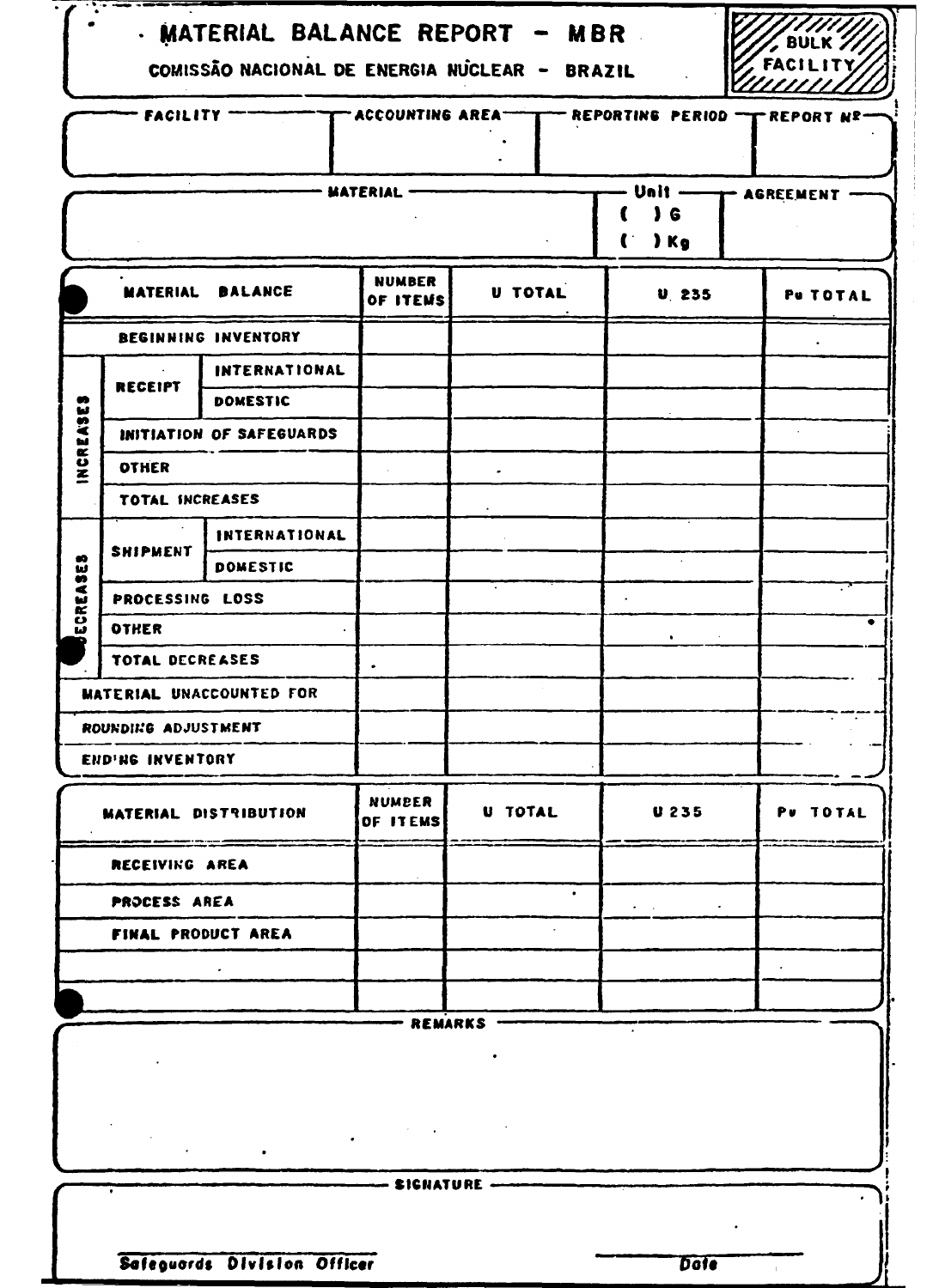# MATERIAL BALANCE REPORT - MBR

COMISSÃO NACIONAL DE ENERGIA NUCLEAR - BRAZIL

BULK FACILITY

| FACILITY | ACCOUNTING AREA | REPORTING PERIOD | REPORT Nº |
|---|---|---|---|
| | | | |

| MATERIAL | Unit | AGREEMENT |
|---|---|---|
| | ( ) G<br>( ) Kg | |

| MATERIAL BALANCE | | | NUMBER OF ITEMS | U TOTAL | U 235 | Pu TOTAL |
|---|---|---|---|---|---|---|
| BEGINNING INVENTORY | | | | | | |
| INCREASES | RECEIPT | INTERNATIONAL | | | | |
| | | DOMESTIC | | | | |
| | INITIATION OF SAFEGUARDS | | | | | |
| | OTHER | | | | | |
| | TOTAL INCREASES | | | | | |
| DECREASES | SHIPMENT | INTERNATIONAL | | | | |
| | | DOMESTIC | | | | |
| | PROCESSING LOSS | | | | | |
| | OTHER | | | | | |
| | TOTAL DECREASES | | | | | |
| MATERIAL UNACCOUNTED FOR | | | | | | |
| ROUNDING ADJUSTMENT | | | | | | |
| ENDING INVENTORY | | | | | | |

| MATERIAL DISTRIBUTION | NUMBER OF ITEMS | U TOTAL | U 235 | Pu TOTAL |
|---|---|---|---|---|
| RECEIVING AREA | | | | |
| PROCESS AREA | | | | |
| FINAL PRODUCT AREA | | | | |
| | | | | |
| | | | | |

REMARKS

SIGNATURE

Safeguards Division Officer

Date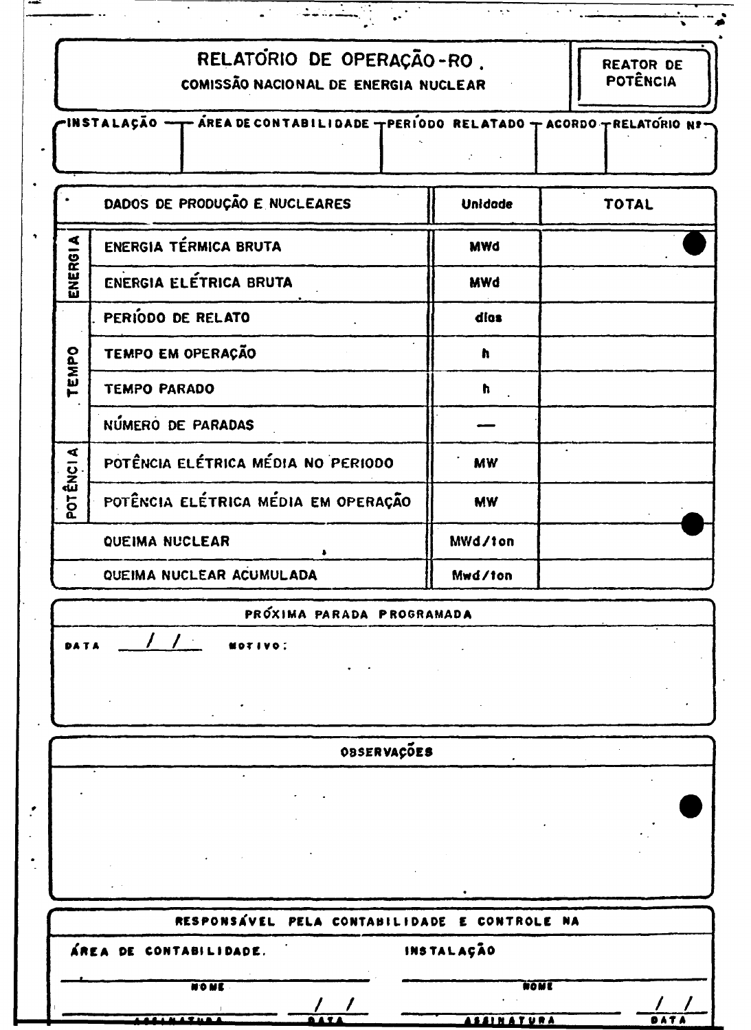# RELATÓRIO DE OPERAÇÃO-RO.

**COMISSÃO NACIONAL DE ENERGIA NUCLEAR**

**REATOR DE POTÊNCIA**

| INSTALAÇÃO | ÁREA DE CONTABILIDADE | PERÍODO RELATADO | ACORDO | RELATÓRIO Nº |
|---|---|---|---|---|
| | | | | |

| | DADOS DE PRODUÇÃO E NUCLEARES | Unidade | TOTAL |
|---|---|---|---|
| ENERGIA | ENERGIA TÉRMICA BRUTA | MWd | |
| | ENERGIA ELÉTRICA BRUTA | MWd | |
| TEMPO | PERÍODO DE RELATO | dias | |
| | TEMPO EM OPERAÇÃO | h | |
| | TEMPO PARADO | h | |
| | NÚMERO DE PARADAS | — | |
| POTÊNCIA | POTÊNCIA ELÉTRICA MÉDIA NO PERIODO | MW | |
| | POTÊNCIA ELÉTRICA MÉDIA EM OPERAÇÃO | MW | |
| | QUEIMA NUCLEAR | MWd/ton | |
| | QUEIMA NUCLEAR ACUMULADA | Mwd/ton | |

## PRÓXIMA PARADA PROGRAMADA

DATA \_\_/\_\_/\_\_ MOTIVO:

## OBSERVAÇÕES

## RESPONSÁVEL PELA CONTABILIDADE E CONTROLE NA

| ÁREA DE CONTABILIDADE. | | INSTALAÇÃO | |
|---|---|---|---|
| NOME | | NOME | |
| ASSINATURA | DATA \_\_/\_\_ | ASSINATURA | DATA \_\_/\_\_ |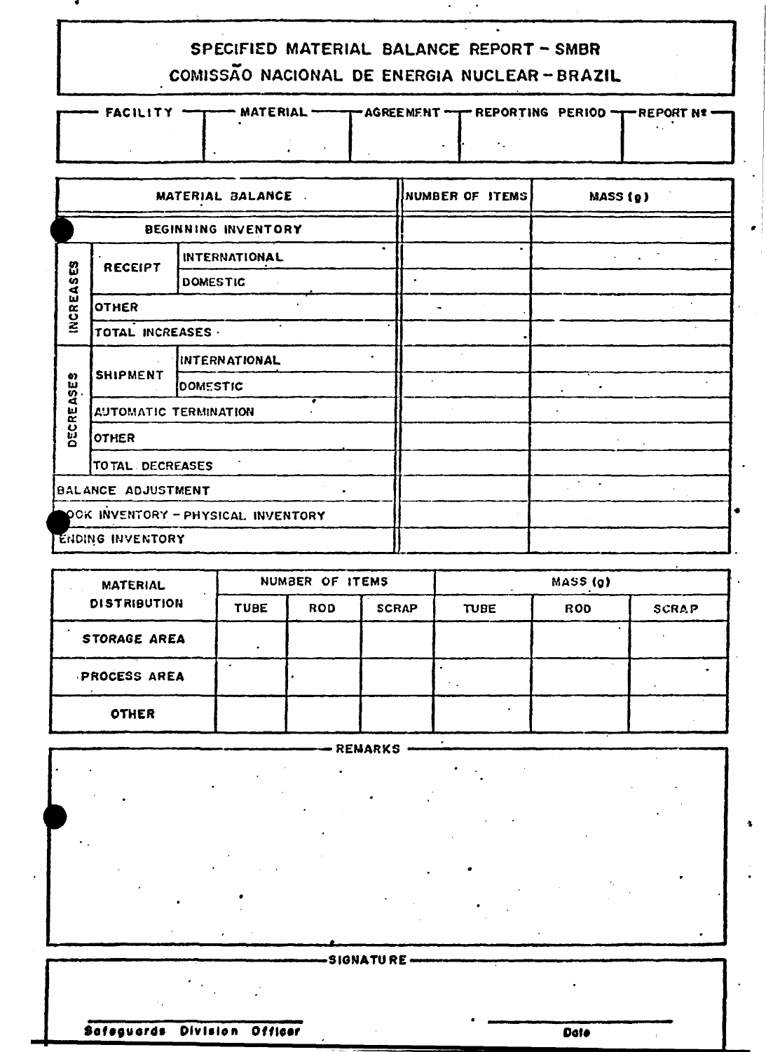# SPECIFIED MATERIAL BALANCE REPORT – SMBR

## COMISSÃO NACIONAL DE ENERGIA NUCLEAR – BRAZIL

| FACILITY | MATERIAL | AGREEMENT | REPORTING PERIOD | REPORT Nº |
|---|---|---|---|---|
| | | | | |

| MATERIAL BALANCE | | | NUMBER OF ITEMS | MASS (g) |
|---|---|---|---|---|
| BEGINNING INVENTORY | | | | |
| INCREASES | RECEIPT | INTERNATIONAL | | |
| | | DOMESTIC | | |
| | OTHER | | | |
| | TOTAL INCREASES | | | |
| DECREASES | SHIPMENT | INTERNATIONAL | | |
| | | DOMESTIC | | |
| | AUTOMATIC TERMINATION | | | |
| | OTHER | | | |
| | TOTAL DECREASES | | | |
| BALANCE ADJUSTMENT | | | | |
| BOOK INVENTORY – PHYSICAL INVENTORY | | | | |
| ENDING INVENTORY | | | | |

| MATERIAL DISTRIBUTION | NUMBER OF ITEMS | | | MASS (g) | | |
|---|---|---|---|---|---|---|
| | TUBE | ROD | SCRAP | TUBE | ROD | SCRAP |
| STORAGE AREA | | | | | | |
| PROCESS AREA | | | | | | |
| OTHER | | | | | | |

**REMARKS**

**SIGNATURE**

**Safeguards Division Officer** &nbsp;&nbsp;&nbsp;&nbsp; **Date**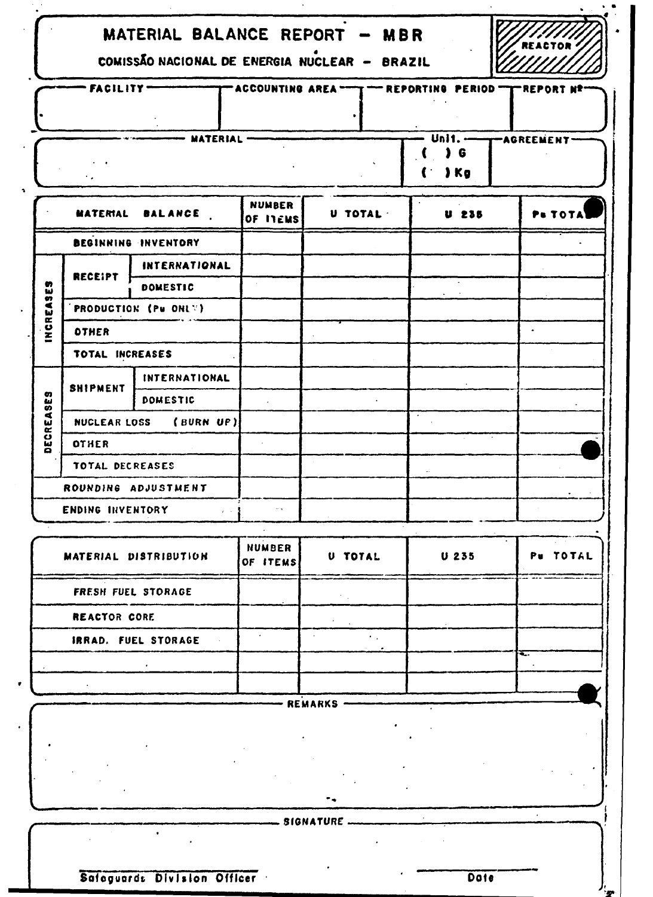# MATERIAL BALANCE REPORT – MBR

**COMISSÃO NACIONAL DE ENERGIA NUCLEAR – BRAZIL**

**REACTOR**

| FACILITY | ACCOUNTING AREA | REPORTING PERIOD | REPORT Nº |
|---|---|---|---|
| | | | |

| MATERIAL | Unit. | AGREEMENT |
|---|---|---|
| | ( ) G<br>( ) Kg | |

| MATERIAL BALANCE | | | NUMBER OF ITEMS | U TOTAL | U 235 | Pu TOTAL |
|---|---|---|---|---|---|---|
| BEGINNING INVENTORY | | | | | | |
| INCREASES | RECEIPT | INTERNATIONAL | | | | |
| | | DOMESTIC | | | | |
| | PRODUCTION (Pu ONLY) | | | | | |
| | OTHER | | | | | |
| | TOTAL INCREASES | | | | | |
| DECREASES | SHIPMENT | INTERNATIONAL | | | | |
| | | DOMESTIC | | | | |
| | NUCLEAR LOSS (BURN UP) | | | | | |
| | OTHER | | | | | |
| | TOTAL DECREASES | | | | | |
| ROUNDING ADJUSTMENT | | | | | | |
| ENDING INVENTORY | | | | | | |

| MATERIAL DISTRIBUTION | NUMBER OF ITEMS | U TOTAL | U 235 | Pu TOTAL |
|---|---|---|---|---|
| FRESH FUEL STORAGE | | | | |
| REACTOR CORE | | | | |
| IRRAD. FUEL STORAGE | | | | |
| | | | | |
| | | | | |

**REMARKS**

**SIGNATURE**

Safeguards Division Officer

Date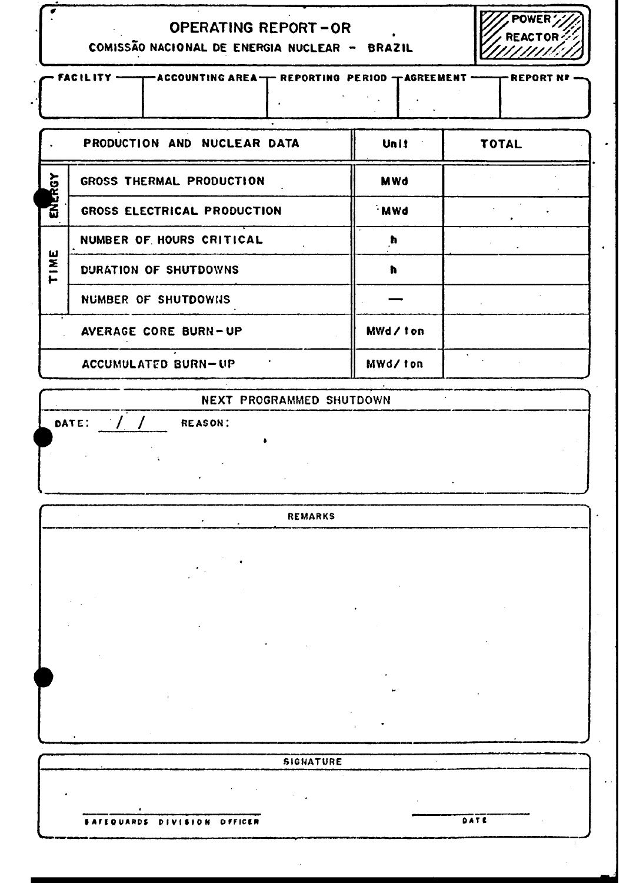# OPERATING REPORT - OR

**COMISSÃO NACIONAL DE ENERGIA NUCLEAR - BRAZIL**

**POWER REACTOR**

| FACILITY | ACCOUNTING AREA | REPORTING PERIOD | AGREEMENT | REPORT Nº |
|---|---|---|---|---|
| | | | | |

| | PRODUCTION AND NUCLEAR DATA | Unit | TOTAL |
|---|---|---|---|
| ENERGY | GROSS THERMAL PRODUCTION | MWd | |
| | GROSS ELECTRICAL PRODUCTION | MWd | |
| TIME | NUMBER OF HOURS CRITICAL | h | |
| | DURATION OF SHUTDOWNS | h | |
| | NUMBER OF SHUTDOWNS | — | |
| | AVERAGE CORE BURN-UP | MWd/ton | |
| | ACCUMULATED BURN-UP | MWd/ton | |

## NEXT PROGRAMMED SHUTDOWN

DATE: / /      REASON:

## REMARKS

## SIGNATURE

SAFEGUARDS DIVISION OFFICER

DATE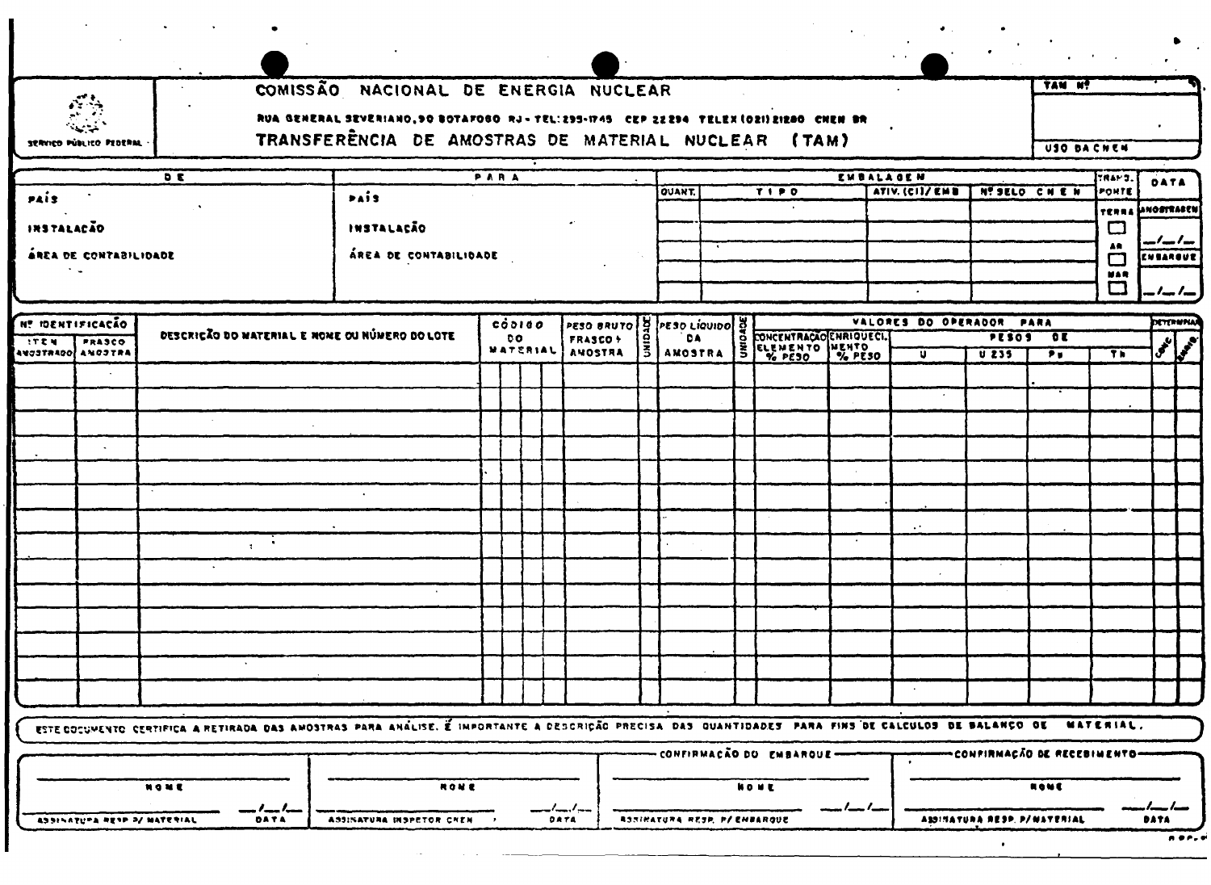SERVIÇO PÚBLICO FEDERAL

# COMISSÃO NACIONAL DE ENERGIA NUCLEAR

RUA GENERAL SEVERIANO, 90 BOTAFOGO RJ - TEL: 295-1745 CEP 22294 TELEX (021) 21280 CNEN BR

## TRANSFERÊNCIA DE AMOSTRAS DE MATERIAL NUCLEAR (TAM)

TAM Nº

USO DA CNEN

| DE | PARA | EMBALAGEM | | | | TRANSPORTE | DATA |
|---|---|---|---|---|---|---|---|
| PAÍS | PAÍS | QUANT. | TIPO | ATIV. (Ci)/EMB | Nº SELO CNEN | TERRA ☐ | AMOSTRAGEM \_\_/\_\_/\_\_ |
| INSTALAÇÃO | INSTALAÇÃO | | | | | AR ☐ | EMBARQUE \_\_/\_\_/\_\_ |
| ÁREA DE CONTABILIDADE | ÁREA DE CONTABILIDADE | | | | | MAR ☐ | |

| Nº IDENTIFICAÇÃO | | DESCRIÇÃO DO MATERIAL E NOME OU NÚMERO DO LOTE | CÓDIGO DO MATERIAL | PESO BRUTO FRASCO + AMOSTRA | UNIDADE | PESO LÍQUIDO DA AMOSTRA | UNIDADE | VALORES DO OPERADOR PARA | | | | | | DETERMINAR | |
|---|---|---|---|---|---|---|---|---|---|---|---|---|---|---|---|
| | | | | | | | | CONCENTRAÇÃO ELEMENTO % PESO | ENRIQUECIMENTO % PESO | PESOS DE | | | | | |
| ITEM AMOSTRADO | FRASCO AMOSTRA | | | | | | | | | U | U 235 | Pu | Th | CONC. | ENRIQ. |
| | | | | | | | | | | | | | | | |
| | | | | | | | | | | | | | | | |
| | | | | | | | | | | | | | | | |
| | | | | | | | | | | | | | | | |
| | | | | | | | | | | | | | | | |
| | | | | | | | | | | | | | | | |
| | | | | | | | | | | | | | | | |
| | | | | | | | | | | | | | | | |
| | | | | | | | | | | | | | | | |
| | | | | | | | | | | | | | | | |
| | | | | | | | | | | | | | | | |
| | | | | | | | | | | | | | | | |
| | | | | | | | | | | | | | | | |
| | | | | | | | | | | | | | | | |

ESTE DOCUMENTO CERTIFICA A RETIRADA DAS AMOSTRAS PARA ANÁLISE. É IMPORTANTE A DESCRIÇÃO PRECISA DAS QUANTIDADES PARA FINS DE CÁLCULOS DE BALANÇO DE MATERIAL.

| | | CONFIRMAÇÃO DO EMBARQUE | CONFIRMAÇÃO DE RECEBIMENTO |
|---|---|---|---|
| NOME | NOME | NOME | NOME |
| ASSINATURA RESP. P/ MATERIAL — DATA \_\_/\_\_/\_\_ | ASSINATURA INSPETOR CNEN — DATA \_\_/\_\_/\_\_ | ASSINATURA RESP. P/ EMBARQUE — \_\_/\_\_/\_\_ | ASSINATURA RESP. P/ MATERIAL — DATA \_\_/\_\_/\_\_ |